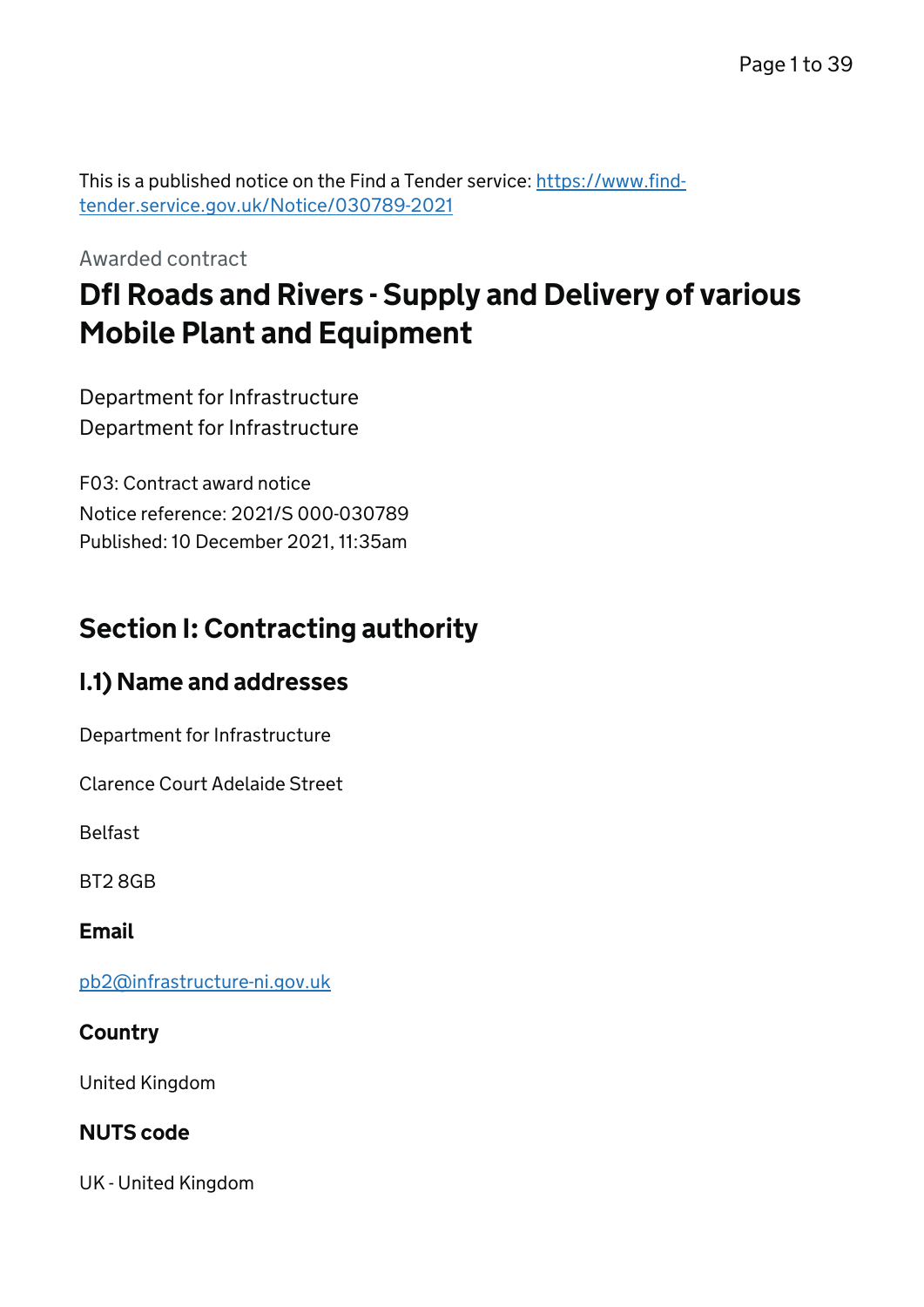This is a published notice on the Find a Tender service: [https://www.find-tender.service.gov.uk/Notice/030789-2021](https://www.find-tender.service.gov.uk/Notice/030789-2021)

Awarded contract

# DfI Roads and Rivers - Supply and Delivery of various Mobile Plant and Equipment

Department for Infrastructure
Department for Infrastructure

F03: Contract award notice
Notice reference: 2021/S 000-030789
Published: 10 December 2021, 11:35am

## Section I: Contracting authority

### I.1) Name and addresses

Department for Infrastructure

Clarence Court Adelaide Street

Belfast

BT2 8GB

#### Email

[pb2@infrastructure-ni.gov.uk](mailto:pb2@infrastructure-ni.gov.uk)

#### Country

United Kingdom

#### NUTS code

UK - United Kingdom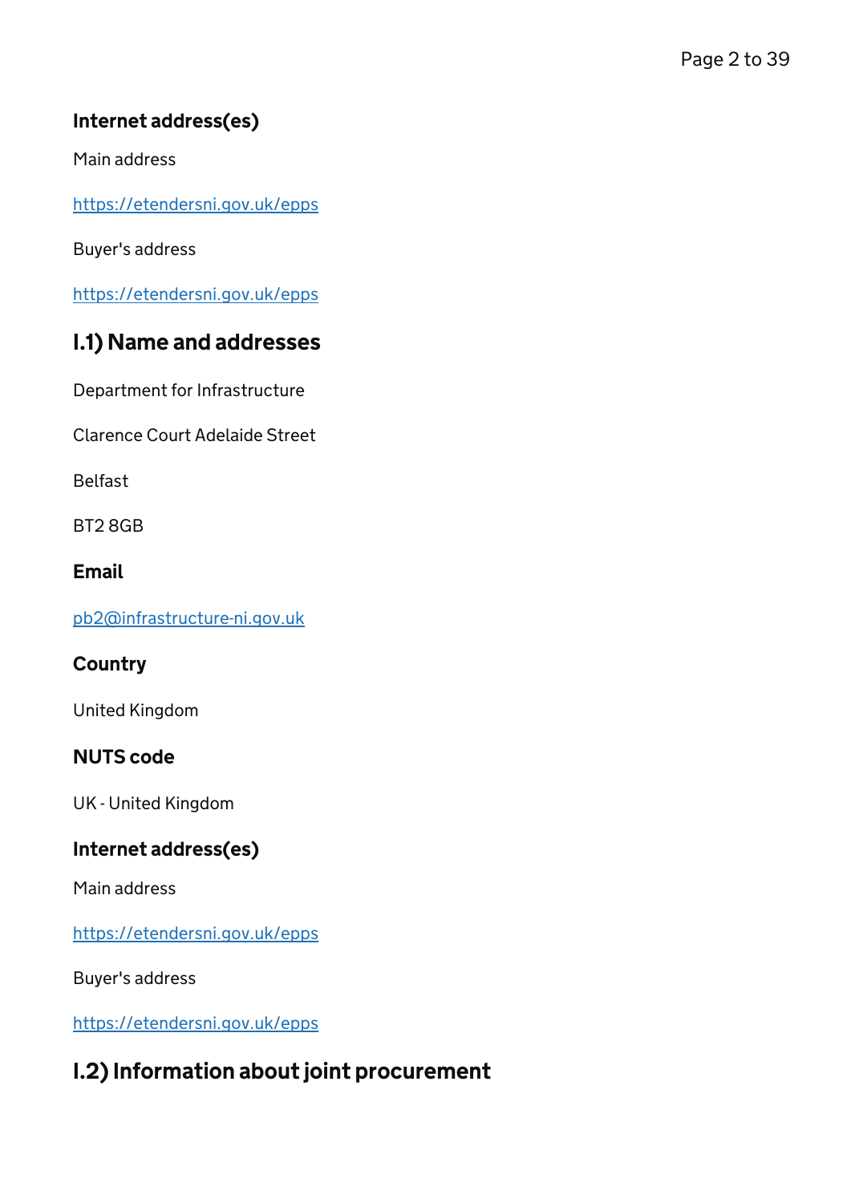### Internet address(es)

Main address

https://etendersni.gov.uk/epps

Buyer's address

https://etendersni.gov.uk/epps

## I.1) Name and addresses

Department for Infrastructure

Clarence Court Adelaide Street

Belfast

BT2 8GB

### Email

pb2@infrastructure-ni.gov.uk

### Country

United Kingdom

### NUTS code

UK - United Kingdom

### Internet address(es)

Main address

https://etendersni.gov.uk/epps

Buyer's address

https://etendersni.gov.uk/epps

## I.2) Information about joint procurement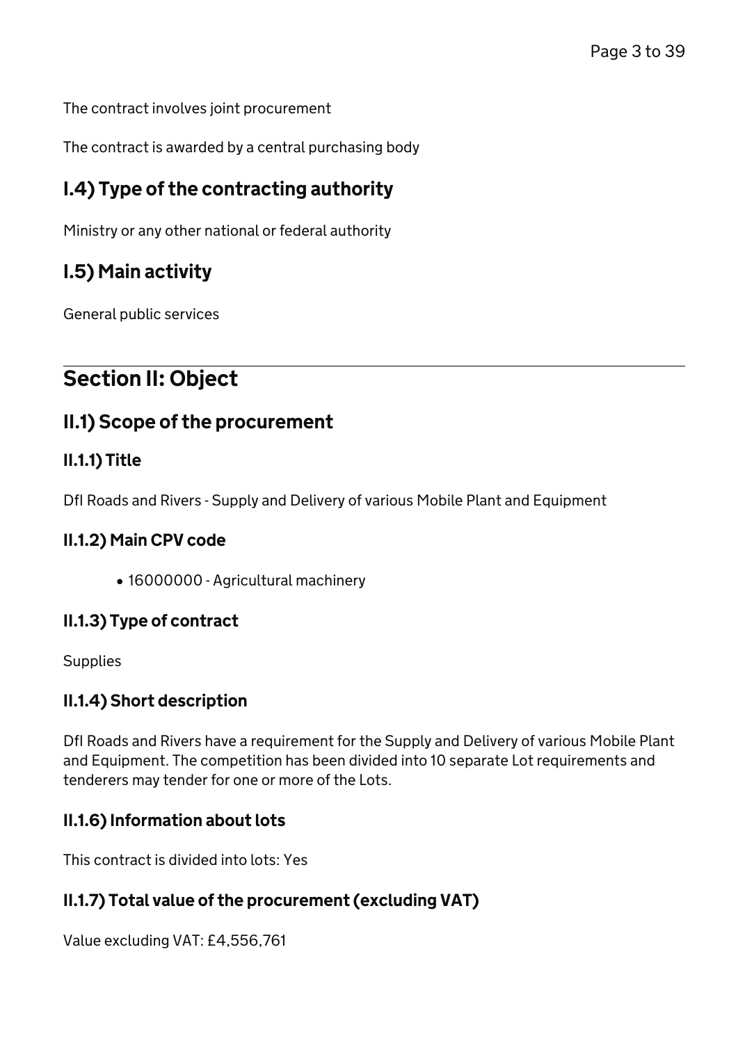The contract involves joint procurement

The contract is awarded by a central purchasing body

## I.4) Type of the contracting authority

Ministry or any other national or federal authority

## I.5) Main activity

General public services

# Section II: Object

## II.1) Scope of the procurement

### II.1.1) Title

DfI Roads and Rivers - Supply and Delivery of various Mobile Plant and Equipment

### II.1.2) Main CPV code

- 16000000 - Agricultural machinery

### II.1.3) Type of contract

Supplies

### II.1.4) Short description

DfI Roads and Rivers have a requirement for the Supply and Delivery of various Mobile Plant and Equipment. The competition has been divided into 10 separate Lot requirements and tenderers may tender for one or more of the Lots.

### II.1.6) Information about lots

This contract is divided into lots: Yes

### II.1.7) Total value of the procurement (excluding VAT)

Value excluding VAT: £4,556,761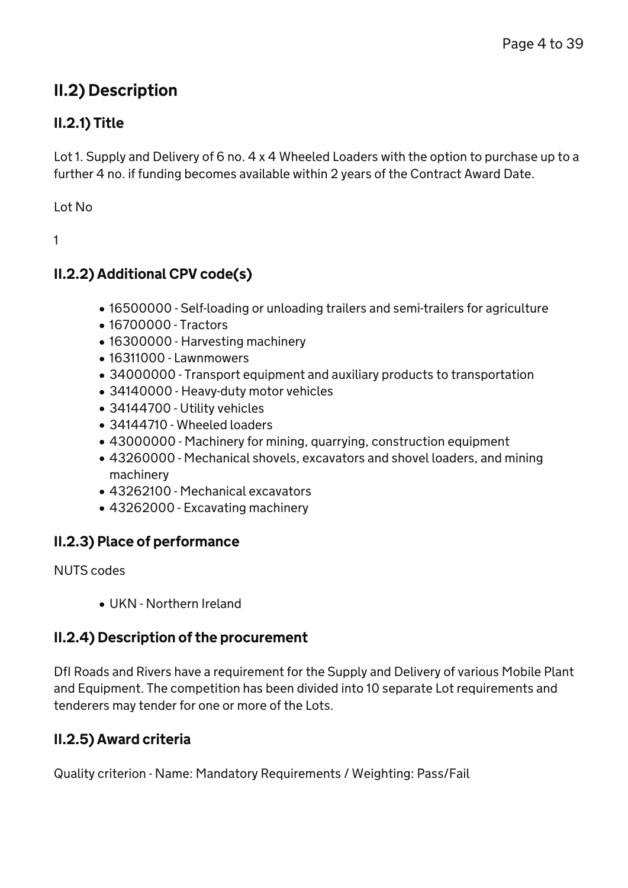## II.2) Description

### II.2.1) Title

Lot 1. Supply and Delivery of 6 no. 4 x 4 Wheeled Loaders with the option to purchase up to a further 4 no. if funding becomes available within 2 years of the Contract Award Date.

Lot No

1

### II.2.2) Additional CPV code(s)

- 16500000 - Self-loading or unloading trailers and semi-trailers for agriculture
- 16700000 - Tractors
- 16300000 - Harvesting machinery
- 16311000 - Lawnmowers
- 34000000 - Transport equipment and auxiliary products to transportation
- 34140000 - Heavy-duty motor vehicles
- 34144700 - Utility vehicles
- 34144710 - Wheeled loaders
- 43000000 - Machinery for mining, quarrying, construction equipment
- 43260000 - Mechanical shovels, excavators and shovel loaders, and mining machinery
- 43262100 - Mechanical excavators
- 43262000 - Excavating machinery

### II.2.3) Place of performance

NUTS codes

- UKN - Northern Ireland

### II.2.4) Description of the procurement

DfI Roads and Rivers have a requirement for the Supply and Delivery of various Mobile Plant and Equipment. The competition has been divided into 10 separate Lot requirements and tenderers may tender for one or more of the Lots.

### II.2.5) Award criteria

Quality criterion - Name: Mandatory Requirements / Weighting: Pass/Fail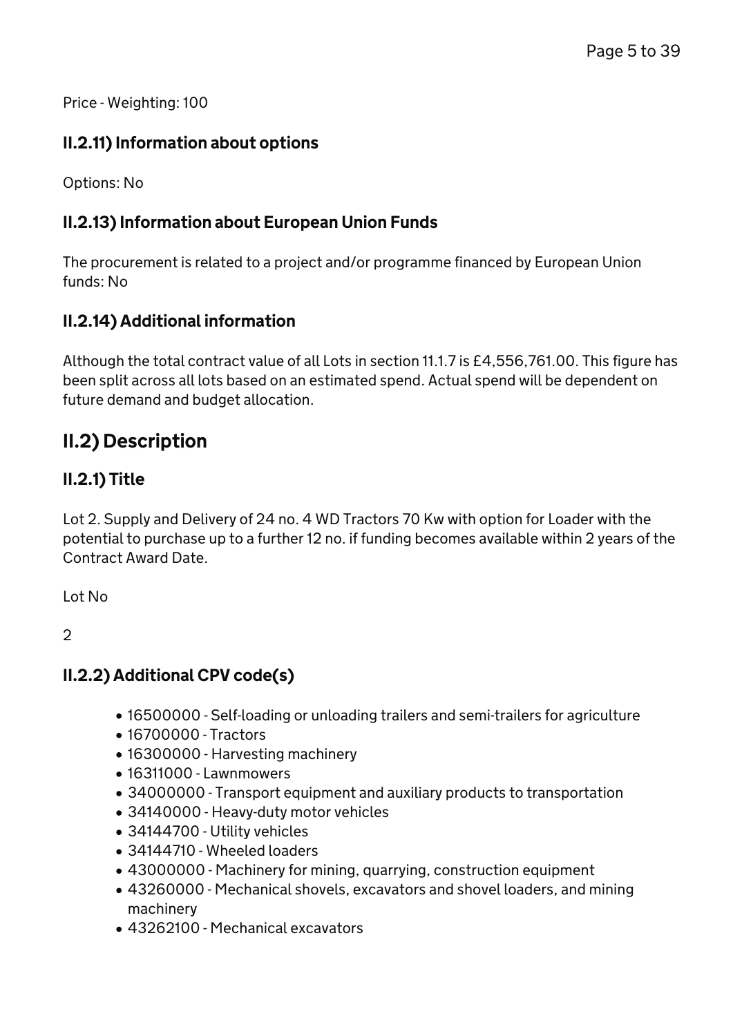Price - Weighting: 100

### II.2.11) Information about options

Options: No

### II.2.13) Information about European Union Funds

The procurement is related to a project and/or programme financed by European Union funds: No

### II.2.14) Additional information

Although the total contract value of all Lots in section 11.1.7 is £4,556,761.00. This figure has been split across all lots based on an estimated spend. Actual spend will be dependent on future demand and budget allocation.

## II.2) Description

### II.2.1) Title

Lot 2. Supply and Delivery of 24 no. 4 WD Tractors 70 Kw with option for Loader with the potential to purchase up to a further 12 no. if funding becomes available within 2 years of the Contract Award Date.

Lot No

2

### II.2.2) Additional CPV code(s)

- 16500000 - Self-loading or unloading trailers and semi-trailers for agriculture
- 16700000 - Tractors
- 16300000 - Harvesting machinery
- 16311000 - Lawnmowers
- 34000000 - Transport equipment and auxiliary products to transportation
- 34140000 - Heavy-duty motor vehicles
- 34144700 - Utility vehicles
- 34144710 - Wheeled loaders
- 43000000 - Machinery for mining, quarrying, construction equipment
- 43260000 - Mechanical shovels, excavators and shovel loaders, and mining machinery
- 43262100 - Mechanical excavators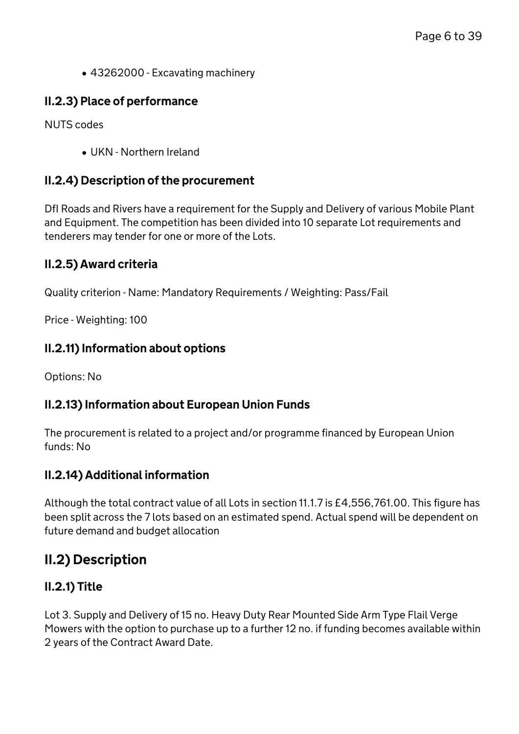- 43262000 - Excavating machinery

### II.2.3) Place of performance

NUTS codes

- UKN - Northern Ireland

### II.2.4) Description of the procurement

DfI Roads and Rivers have a requirement for the Supply and Delivery of various Mobile Plant and Equipment. The competition has been divided into 10 separate Lot requirements and tenderers may tender for one or more of the Lots.

### II.2.5) Award criteria

Quality criterion - Name: Mandatory Requirements / Weighting: Pass/Fail

Price - Weighting: 100

### II.2.11) Information about options

Options: No

### II.2.13) Information about European Union Funds

The procurement is related to a project and/or programme financed by European Union funds: No

### II.2.14) Additional information

Although the total contract value of all Lots in section 11.1.7 is £4,556,761.00. This figure has been split across the 7 lots based on an estimated spend. Actual spend will be dependent on future demand and budget allocation

## II.2) Description

### II.2.1) Title

Lot 3. Supply and Delivery of 15 no. Heavy Duty Rear Mounted Side Arm Type Flail Verge Mowers with the option to purchase up to a further 12 no. if funding becomes available within 2 years of the Contract Award Date.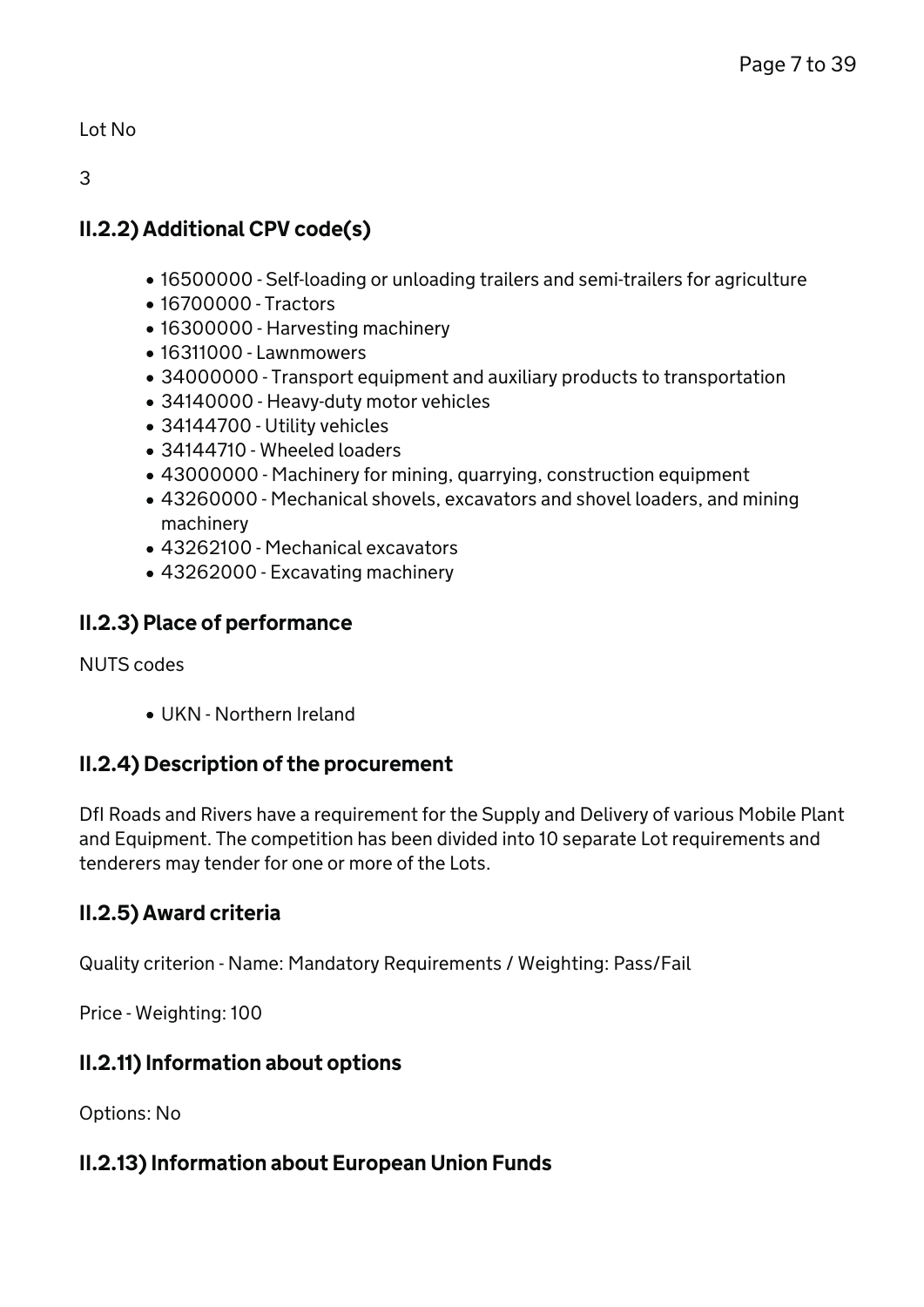Lot No

3

### II.2.2) Additional CPV code(s)

- 16500000 - Self-loading or unloading trailers and semi-trailers for agriculture
- 16700000 - Tractors
- 16300000 - Harvesting machinery
- 16311000 - Lawnmowers
- 34000000 - Transport equipment and auxiliary products to transportation
- 34140000 - Heavy-duty motor vehicles
- 34144700 - Utility vehicles
- 34144710 - Wheeled loaders
- 43000000 - Machinery for mining, quarrying, construction equipment
- 43260000 - Mechanical shovels, excavators and shovel loaders, and mining machinery
- 43262100 - Mechanical excavators
- 43262000 - Excavating machinery

### II.2.3) Place of performance

NUTS codes

- UKN - Northern Ireland

### II.2.4) Description of the procurement

DfI Roads and Rivers have a requirement for the Supply and Delivery of various Mobile Plant and Equipment. The competition has been divided into 10 separate Lot requirements and tenderers may tender for one or more of the Lots.

### II.2.5) Award criteria

Quality criterion - Name: Mandatory Requirements / Weighting: Pass/Fail

Price - Weighting: 100

### II.2.11) Information about options

Options: No

### II.2.13) Information about European Union Funds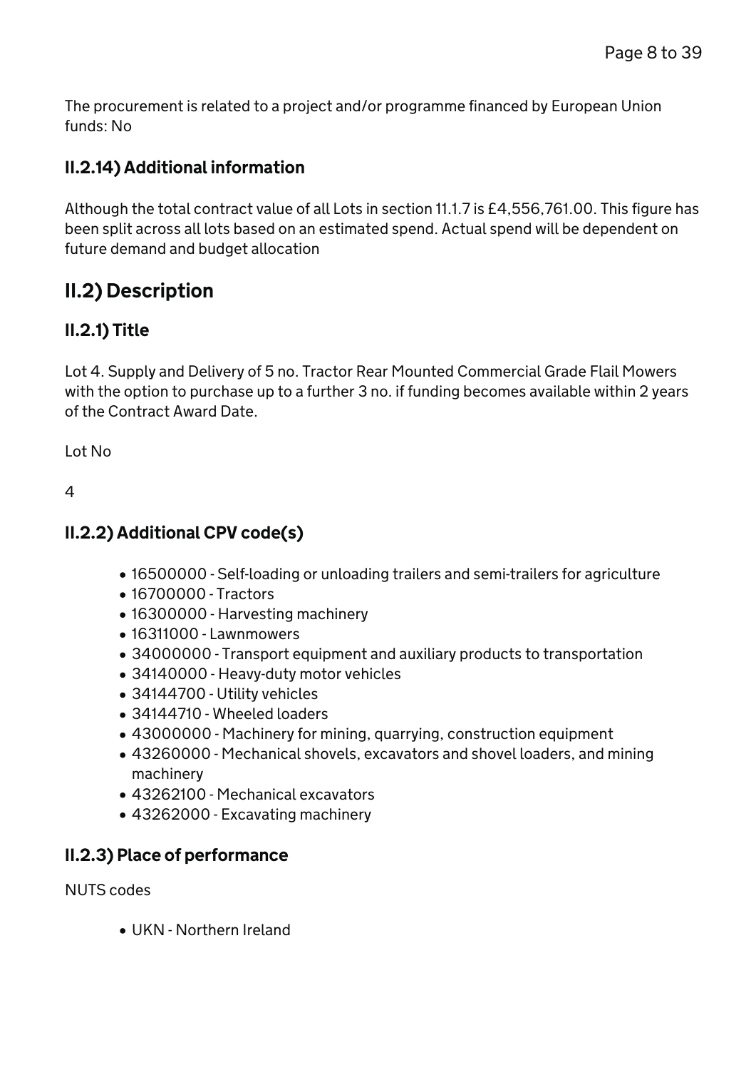The procurement is related to a project and/or programme financed by European Union funds: No

### II.2.14) Additional information

Although the total contract value of all Lots in section 11.1.7 is £4,556,761.00. This figure has been split across all lots based on an estimated spend. Actual spend will be dependent on future demand and budget allocation

## II.2) Description

### II.2.1) Title

Lot 4. Supply and Delivery of 5 no. Tractor Rear Mounted Commercial Grade Flail Mowers with the option to purchase up to a further 3 no. if funding becomes available within 2 years of the Contract Award Date.

Lot No

4

### II.2.2) Additional CPV code(s)

- 16500000 - Self-loading or unloading trailers and semi-trailers for agriculture
- 16700000 - Tractors
- 16300000 - Harvesting machinery
- 16311000 - Lawnmowers
- 34000000 - Transport equipment and auxiliary products to transportation
- 34140000 - Heavy-duty motor vehicles
- 34144700 - Utility vehicles
- 34144710 - Wheeled loaders
- 43000000 - Machinery for mining, quarrying, construction equipment
- 43260000 - Mechanical shovels, excavators and shovel loaders, and mining machinery
- 43262100 - Mechanical excavators
- 43262000 - Excavating machinery

### II.2.3) Place of performance

NUTS codes

- UKN - Northern Ireland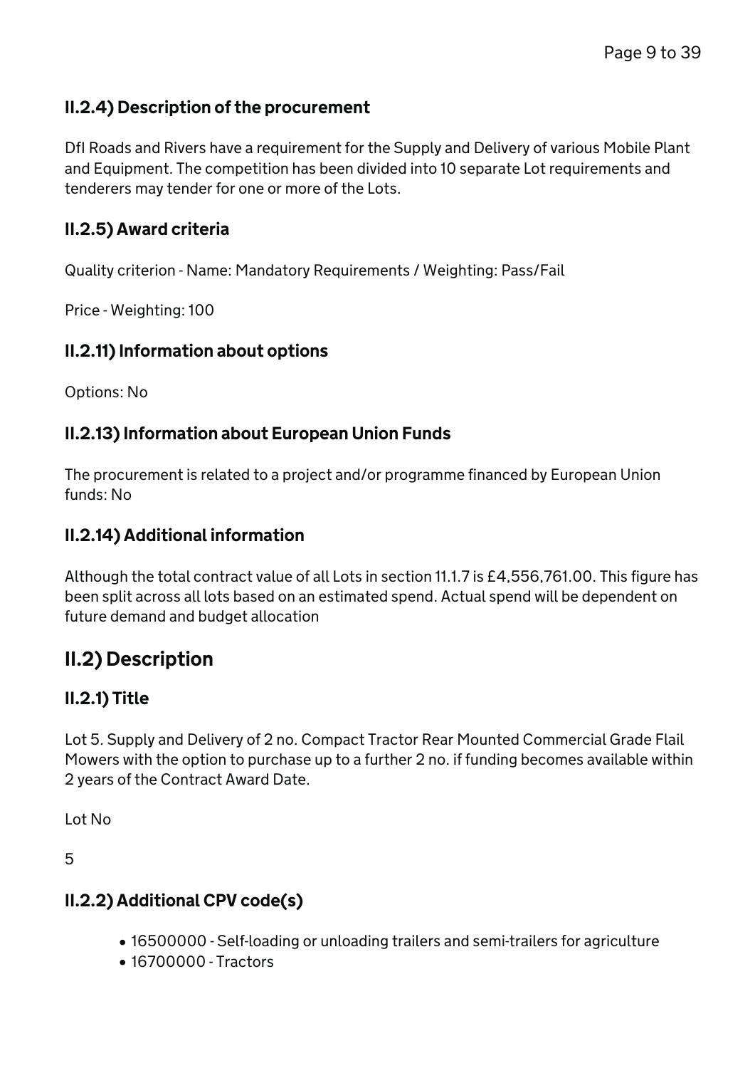### II.2.4) Description of the procurement

DfI Roads and Rivers have a requirement for the Supply and Delivery of various Mobile Plant and Equipment. The competition has been divided into 10 separate Lot requirements and tenderers may tender for one or more of the Lots.

### II.2.5) Award criteria

Quality criterion - Name: Mandatory Requirements / Weighting: Pass/Fail

Price - Weighting: 100

### II.2.11) Information about options

Options: No

### II.2.13) Information about European Union Funds

The procurement is related to a project and/or programme financed by European Union funds: No

### II.2.14) Additional information

Although the total contract value of all Lots in section 11.1.7 is £4,556,761.00. This figure has been split across all lots based on an estimated spend. Actual spend will be dependent on future demand and budget allocation

## II.2) Description

### II.2.1) Title

Lot 5. Supply and Delivery of 2 no. Compact Tractor Rear Mounted Commercial Grade Flail Mowers with the option to purchase up to a further 2 no. if funding becomes available within 2 years of the Contract Award Date.

Lot No

5

### II.2.2) Additional CPV code(s)

- 16500000 - Self-loading or unloading trailers and semi-trailers for agriculture
- 16700000 - Tractors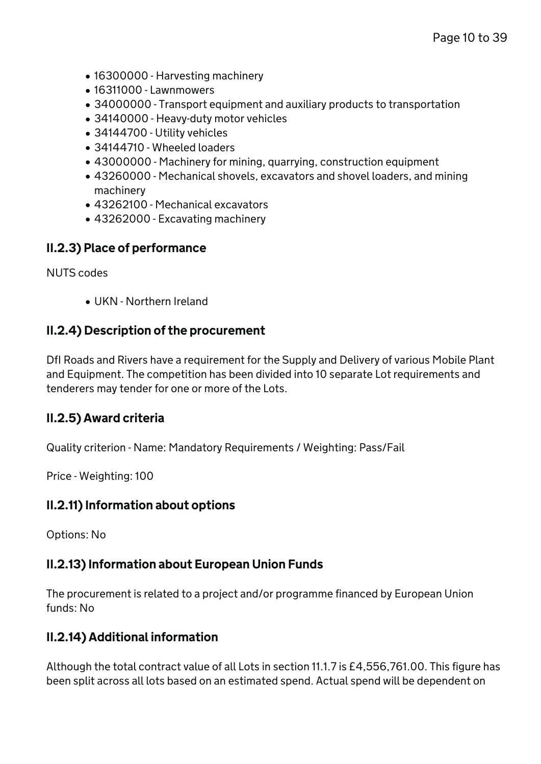- 16300000 - Harvesting machinery
- 16311000 - Lawnmowers
- 34000000 - Transport equipment and auxiliary products to transportation
- 34140000 - Heavy-duty motor vehicles
- 34144700 - Utility vehicles
- 34144710 - Wheeled loaders
- 43000000 - Machinery for mining, quarrying, construction equipment
- 43260000 - Mechanical shovels, excavators and shovel loaders, and mining machinery
- 43262100 - Mechanical excavators
- 43262000 - Excavating machinery

### II.2.3) Place of performance

NUTS codes

- UKN - Northern Ireland

### II.2.4) Description of the procurement

DfI Roads and Rivers have a requirement for the Supply and Delivery of various Mobile Plant and Equipment. The competition has been divided into 10 separate Lot requirements and tenderers may tender for one or more of the Lots.

### II.2.5) Award criteria

Quality criterion - Name: Mandatory Requirements / Weighting: Pass/Fail

Price - Weighting: 100

### II.2.11) Information about options

Options: No

### II.2.13) Information about European Union Funds

The procurement is related to a project and/or programme financed by European Union funds: No

### II.2.14) Additional information

Although the total contract value of all Lots in section 11.1.7 is £4,556,761.00. This figure has been split across all lots based on an estimated spend. Actual spend will be dependent on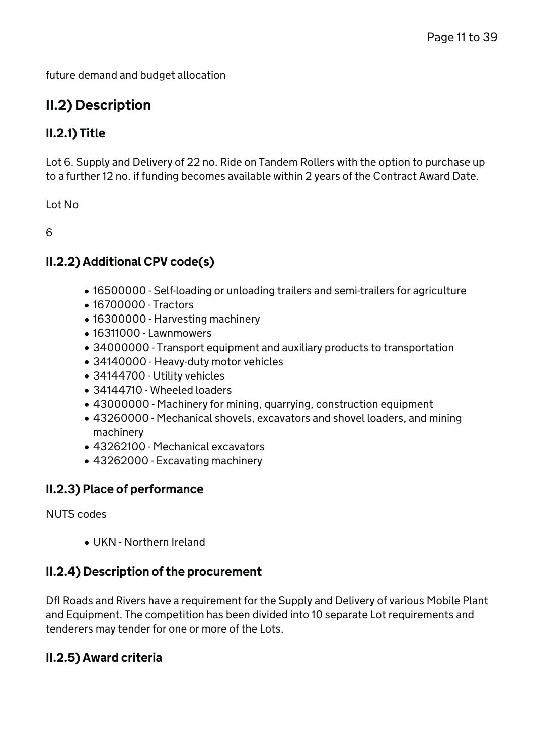future demand and budget allocation

## II.2) Description

### II.2.1) Title

Lot 6. Supply and Delivery of 22 no. Ride on Tandem Rollers with the option to purchase up to a further 12 no. if funding becomes available within 2 years of the Contract Award Date.

Lot No

6

### II.2.2) Additional CPV code(s)

- 16500000 - Self-loading or unloading trailers and semi-trailers for agriculture
- 16700000 - Tractors
- 16300000 - Harvesting machinery
- 16311000 - Lawnmowers
- 34000000 - Transport equipment and auxiliary products to transportation
- 34140000 - Heavy-duty motor vehicles
- 34144700 - Utility vehicles
- 34144710 - Wheeled loaders
- 43000000 - Machinery for mining, quarrying, construction equipment
- 43260000 - Mechanical shovels, excavators and shovel loaders, and mining machinery
- 43262100 - Mechanical excavators
- 43262000 - Excavating machinery

### II.2.3) Place of performance

NUTS codes

- UKN - Northern Ireland

### II.2.4) Description of the procurement

DfI Roads and Rivers have a requirement for the Supply and Delivery of various Mobile Plant and Equipment. The competition has been divided into 10 separate Lot requirements and tenderers may tender for one or more of the Lots.

### II.2.5) Award criteria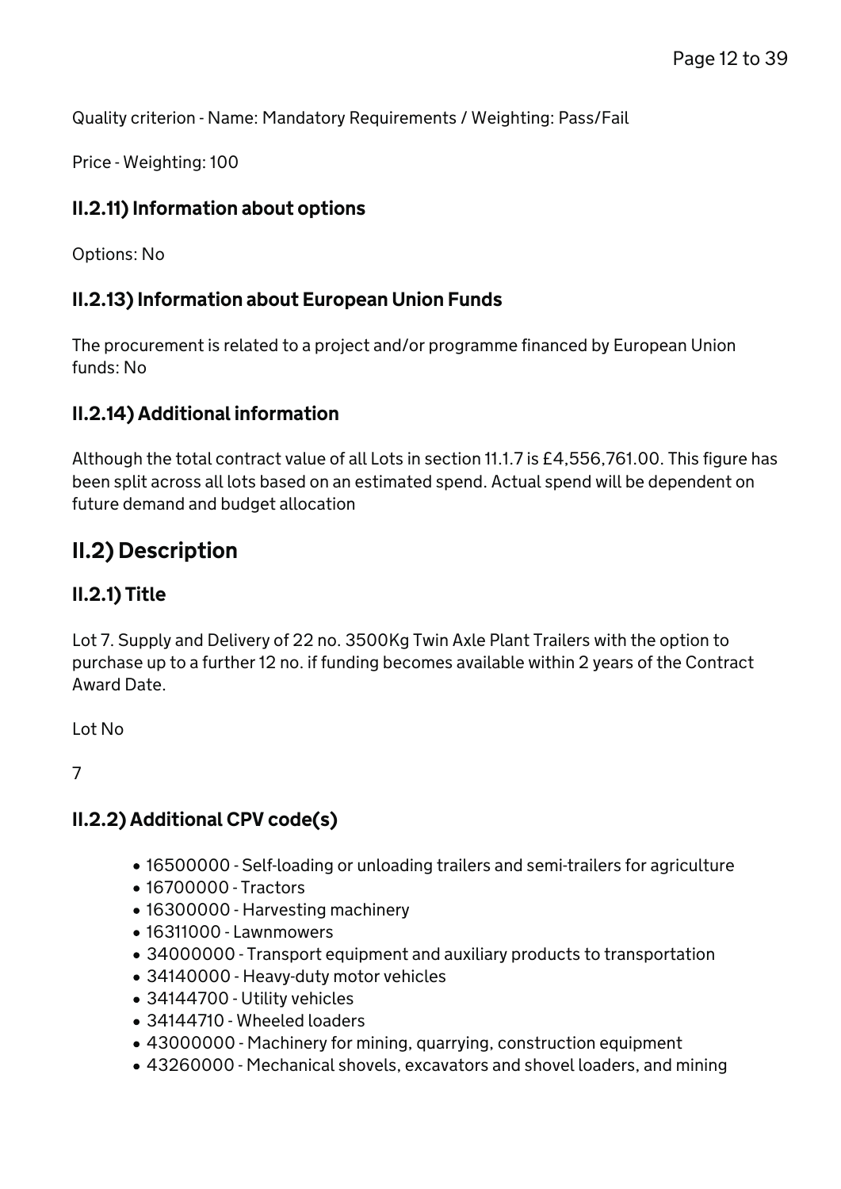Quality criterion - Name: Mandatory Requirements / Weighting: Pass/Fail

Price - Weighting: 100

### II.2.11) Information about options

Options: No

### II.2.13) Information about European Union Funds

The procurement is related to a project and/or programme financed by European Union funds: No

### II.2.14) Additional information

Although the total contract value of all Lots in section 11.1.7 is £4,556,761.00. This figure has been split across all lots based on an estimated spend. Actual spend will be dependent on future demand and budget allocation

## II.2) Description

### II.2.1) Title

Lot 7. Supply and Delivery of 22 no. 3500Kg Twin Axle Plant Trailers with the option to purchase up to a further 12 no. if funding becomes available within 2 years of the Contract Award Date.

Lot No

7

### II.2.2) Additional CPV code(s)

- 16500000 - Self-loading or unloading trailers and semi-trailers for agriculture
- 16700000 - Tractors
- 16300000 - Harvesting machinery
- 16311000 - Lawnmowers
- 34000000 - Transport equipment and auxiliary products to transportation
- 34140000 - Heavy-duty motor vehicles
- 34144700 - Utility vehicles
- 34144710 - Wheeled loaders
- 43000000 - Machinery for mining, quarrying, construction equipment
- 43260000 - Mechanical shovels, excavators and shovel loaders, and mining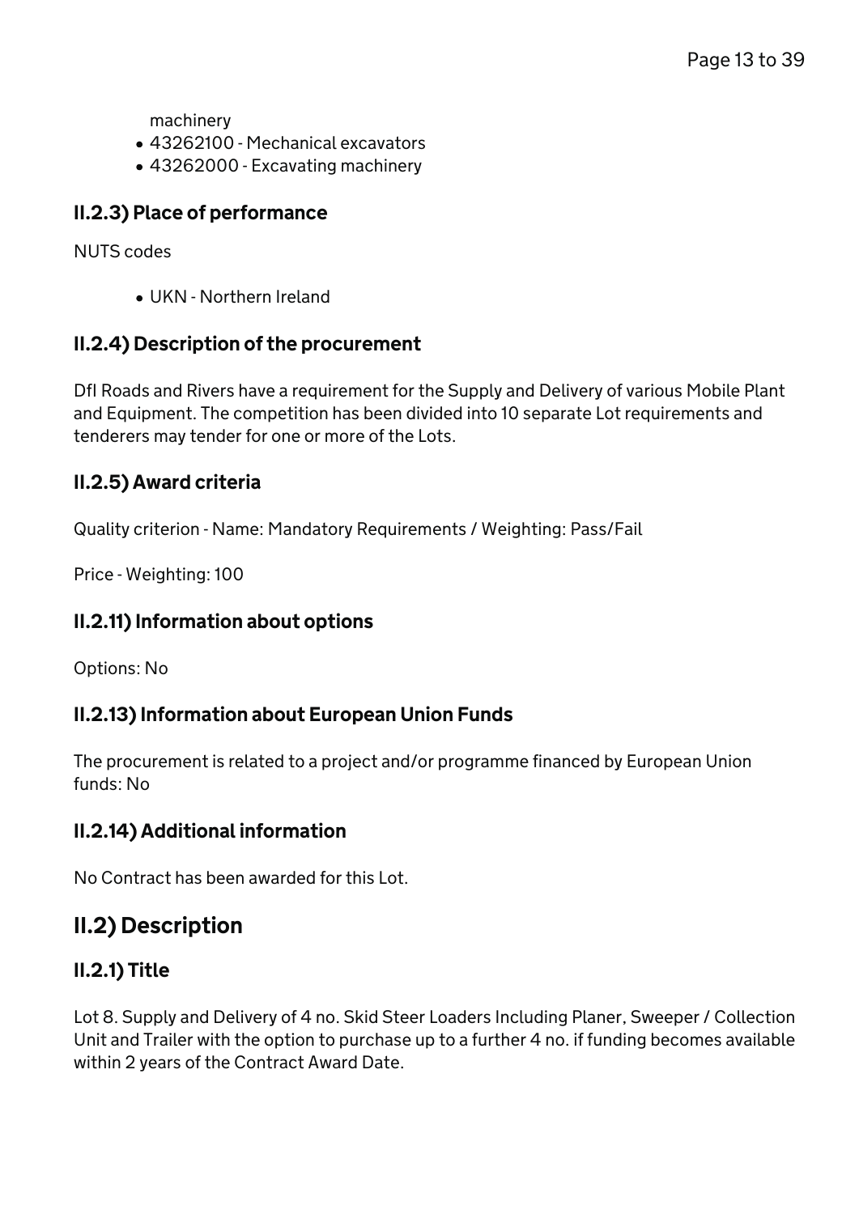machinery
- 43262100 - Mechanical excavators
- 43262000 - Excavating machinery

### II.2.3) Place of performance

NUTS codes

- UKN - Northern Ireland

### II.2.4) Description of the procurement

DfI Roads and Rivers have a requirement for the Supply and Delivery of various Mobile Plant and Equipment. The competition has been divided into 10 separate Lot requirements and tenderers may tender for one or more of the Lots.

### II.2.5) Award criteria

Quality criterion - Name: Mandatory Requirements / Weighting: Pass/Fail

Price - Weighting: 100

### II.2.11) Information about options

Options: No

### II.2.13) Information about European Union Funds

The procurement is related to a project and/or programme financed by European Union funds: No

### II.2.14) Additional information

No Contract has been awarded for this Lot.

## II.2) Description

### II.2.1) Title

Lot 8. Supply and Delivery of 4 no. Skid Steer Loaders Including Planer, Sweeper / Collection Unit and Trailer with the option to purchase up to a further 4 no. if funding becomes available within 2 years of the Contract Award Date.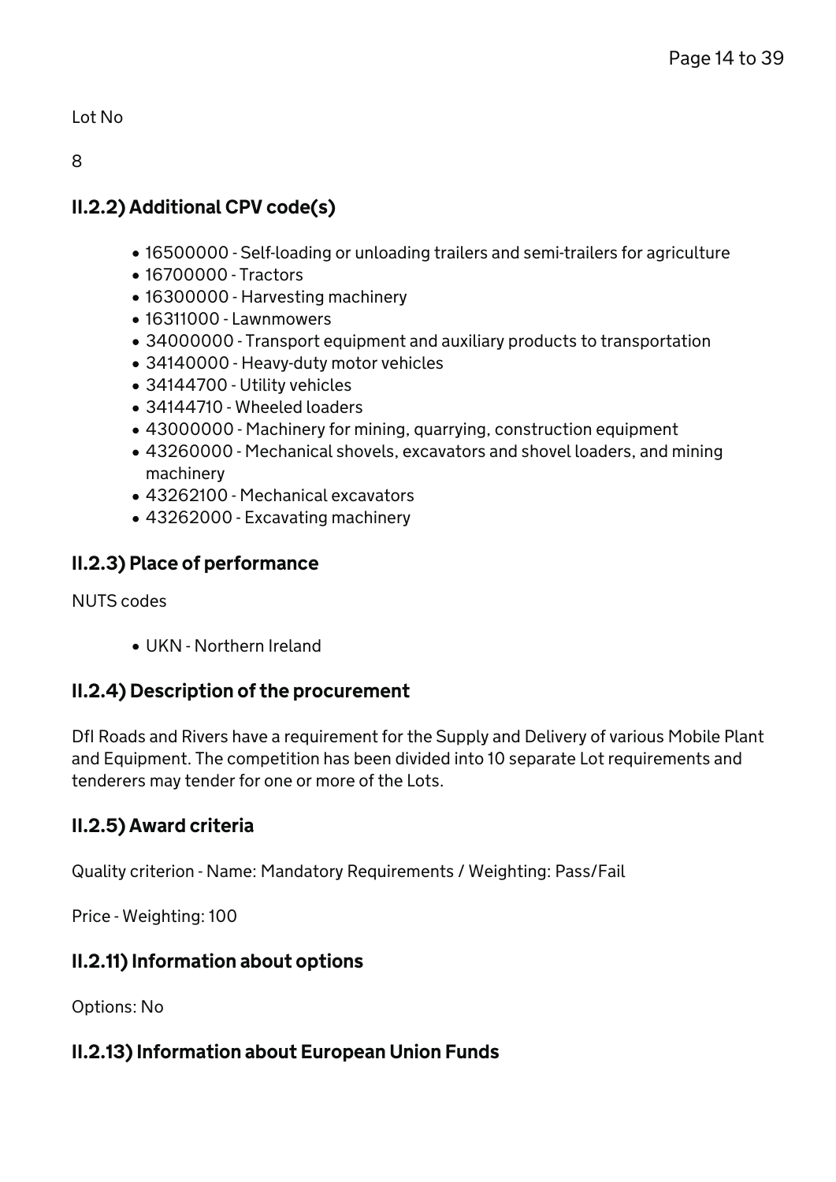Lot No

8

### II.2.2) Additional CPV code(s)

- 16500000 - Self-loading or unloading trailers and semi-trailers for agriculture
- 16700000 - Tractors
- 16300000 - Harvesting machinery
- 16311000 - Lawnmowers
- 34000000 - Transport equipment and auxiliary products to transportation
- 34140000 - Heavy-duty motor vehicles
- 34144700 - Utility vehicles
- 34144710 - Wheeled loaders
- 43000000 - Machinery for mining, quarrying, construction equipment
- 43260000 - Mechanical shovels, excavators and shovel loaders, and mining machinery
- 43262100 - Mechanical excavators
- 43262000 - Excavating machinery

### II.2.3) Place of performance

NUTS codes

- UKN - Northern Ireland

### II.2.4) Description of the procurement

DfI Roads and Rivers have a requirement for the Supply and Delivery of various Mobile Plant and Equipment. The competition has been divided into 10 separate Lot requirements and tenderers may tender for one or more of the Lots.

### II.2.5) Award criteria

Quality criterion - Name: Mandatory Requirements / Weighting: Pass/Fail

Price - Weighting: 100

### II.2.11) Information about options

Options: No

### II.2.13) Information about European Union Funds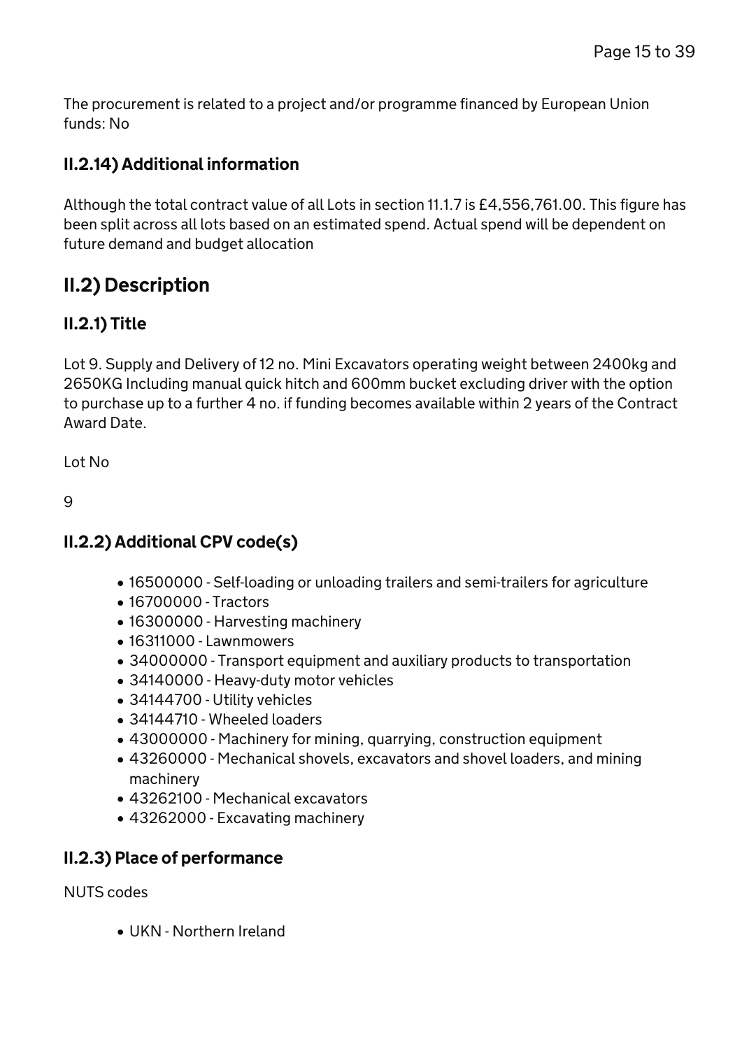The procurement is related to a project and/or programme financed by European Union funds: No

### II.2.14) Additional information

Although the total contract value of all Lots in section 11.1.7 is £4,556,761.00. This figure has been split across all lots based on an estimated spend. Actual spend will be dependent on future demand and budget allocation

## II.2) Description

### II.2.1) Title

Lot 9. Supply and Delivery of 12 no. Mini Excavators operating weight between 2400kg and 2650KG Including manual quick hitch and 600mm bucket excluding driver with the option to purchase up to a further 4 no. if funding becomes available within 2 years of the Contract Award Date.

Lot No

9

### II.2.2) Additional CPV code(s)

- 16500000 - Self-loading or unloading trailers and semi-trailers for agriculture
- 16700000 - Tractors
- 16300000 - Harvesting machinery
- 16311000 - Lawnmowers
- 34000000 - Transport equipment and auxiliary products to transportation
- 34140000 - Heavy-duty motor vehicles
- 34144700 - Utility vehicles
- 34144710 - Wheeled loaders
- 43000000 - Machinery for mining, quarrying, construction equipment
- 43260000 - Mechanical shovels, excavators and shovel loaders, and mining machinery
- 43262100 - Mechanical excavators
- 43262000 - Excavating machinery

### II.2.3) Place of performance

NUTS codes

- UKN - Northern Ireland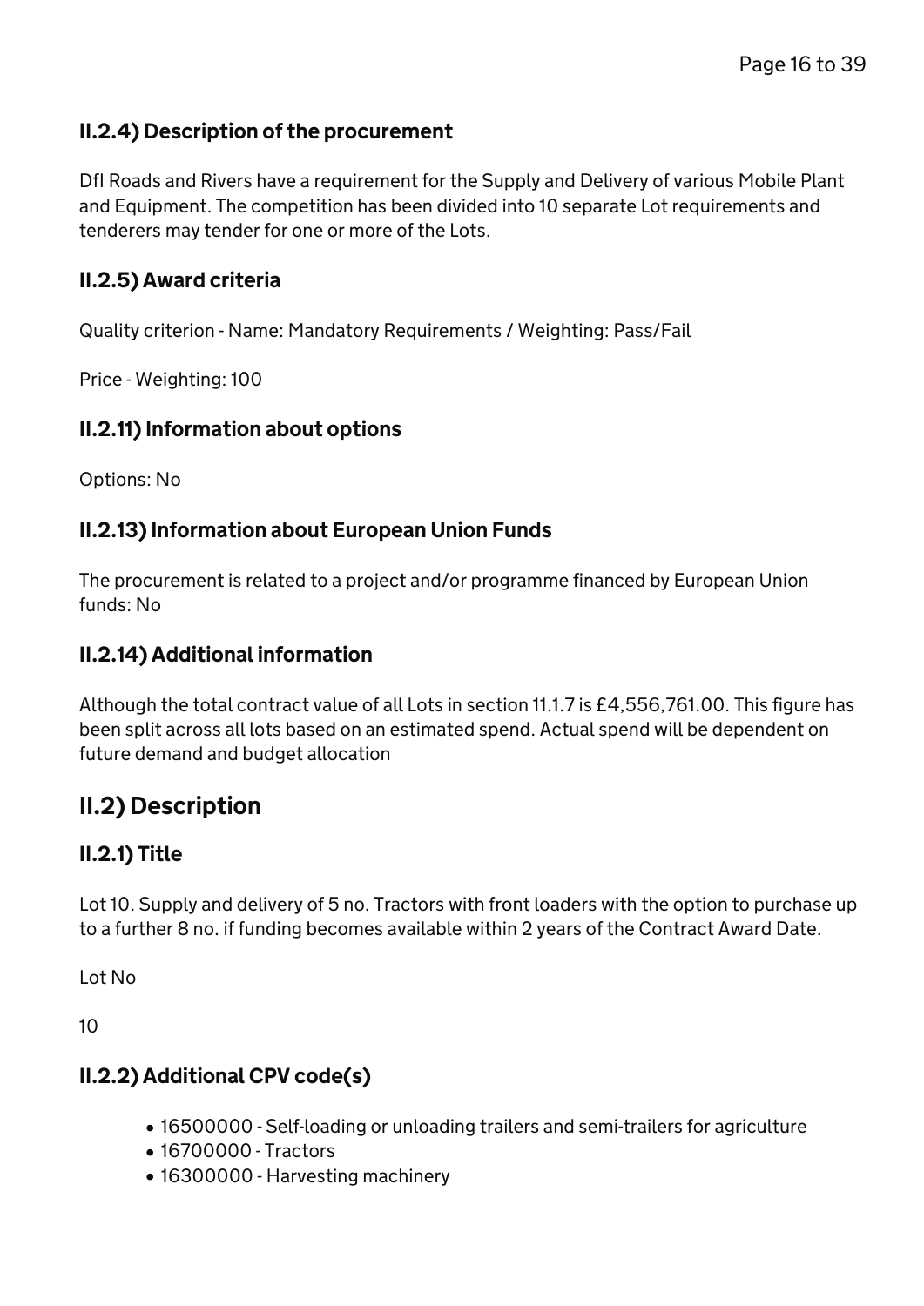### II.2.4) Description of the procurement

DfI Roads and Rivers have a requirement for the Supply and Delivery of various Mobile Plant and Equipment. The competition has been divided into 10 separate Lot requirements and tenderers may tender for one or more of the Lots.

### II.2.5) Award criteria

Quality criterion - Name: Mandatory Requirements / Weighting: Pass/Fail

Price - Weighting: 100

### II.2.11) Information about options

Options: No

### II.2.13) Information about European Union Funds

The procurement is related to a project and/or programme financed by European Union funds: No

### II.2.14) Additional information

Although the total contract value of all Lots in section 11.1.7 is £4,556,761.00. This figure has been split across all lots based on an estimated spend. Actual spend will be dependent on future demand and budget allocation

## II.2) Description

### II.2.1) Title

Lot 10. Supply and delivery of 5 no. Tractors with front loaders with the option to purchase up to a further 8 no. if funding becomes available within 2 years of the Contract Award Date.

Lot No

10

### II.2.2) Additional CPV code(s)

- 16500000 - Self-loading or unloading trailers and semi-trailers for agriculture
- 16700000 - Tractors
- 16300000 - Harvesting machinery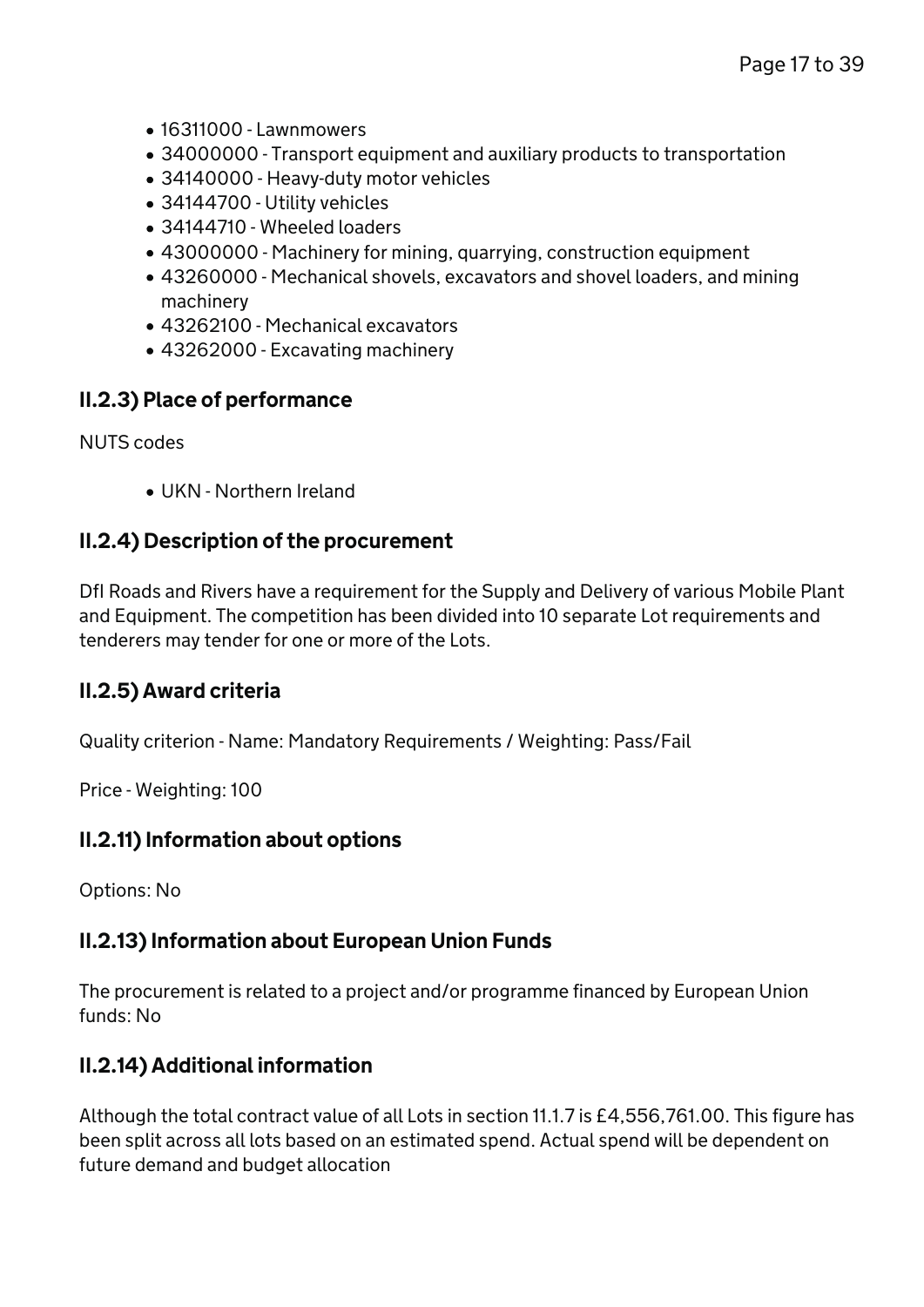- 16311000 - Lawnmowers
- 34000000 - Transport equipment and auxiliary products to transportation
- 34140000 - Heavy-duty motor vehicles
- 34144700 - Utility vehicles
- 34144710 - Wheeled loaders
- 43000000 - Machinery for mining, quarrying, construction equipment
- 43260000 - Mechanical shovels, excavators and shovel loaders, and mining machinery
- 43262100 - Mechanical excavators
- 43262000 - Excavating machinery

### II.2.3) Place of performance

NUTS codes

- UKN - Northern Ireland

### II.2.4) Description of the procurement

DfI Roads and Rivers have a requirement for the Supply and Delivery of various Mobile Plant and Equipment. The competition has been divided into 10 separate Lot requirements and tenderers may tender for one or more of the Lots.

### II.2.5) Award criteria

Quality criterion - Name: Mandatory Requirements / Weighting: Pass/Fail

Price - Weighting: 100

### II.2.11) Information about options

Options: No

### II.2.13) Information about European Union Funds

The procurement is related to a project and/or programme financed by European Union funds: No

### II.2.14) Additional information

Although the total contract value of all Lots in section 11.1.7 is £4,556,761.00. This figure has been split across all lots based on an estimated spend. Actual spend will be dependent on future demand and budget allocation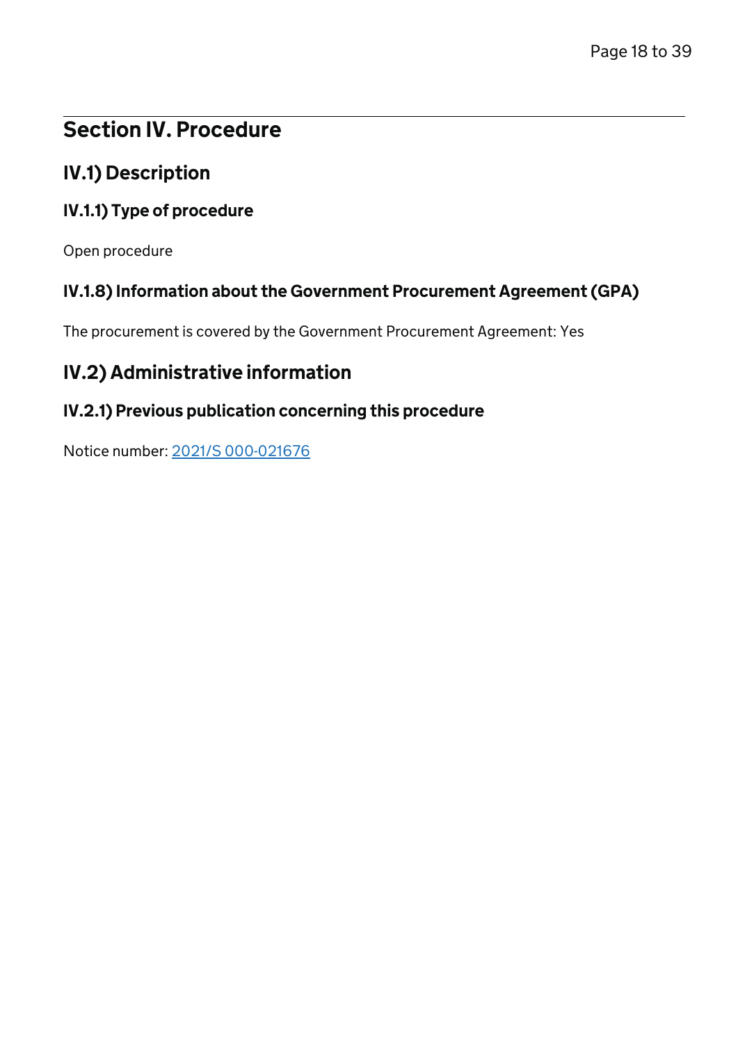## Section IV. Procedure

### IV.1) Description

#### IV.1.1) Type of procedure

Open procedure

#### IV.1.8) Information about the Government Procurement Agreement (GPA)

The procurement is covered by the Government Procurement Agreement: Yes

### IV.2) Administrative information

#### IV.2.1) Previous publication concerning this procedure

Notice number: 2021/S 000-021676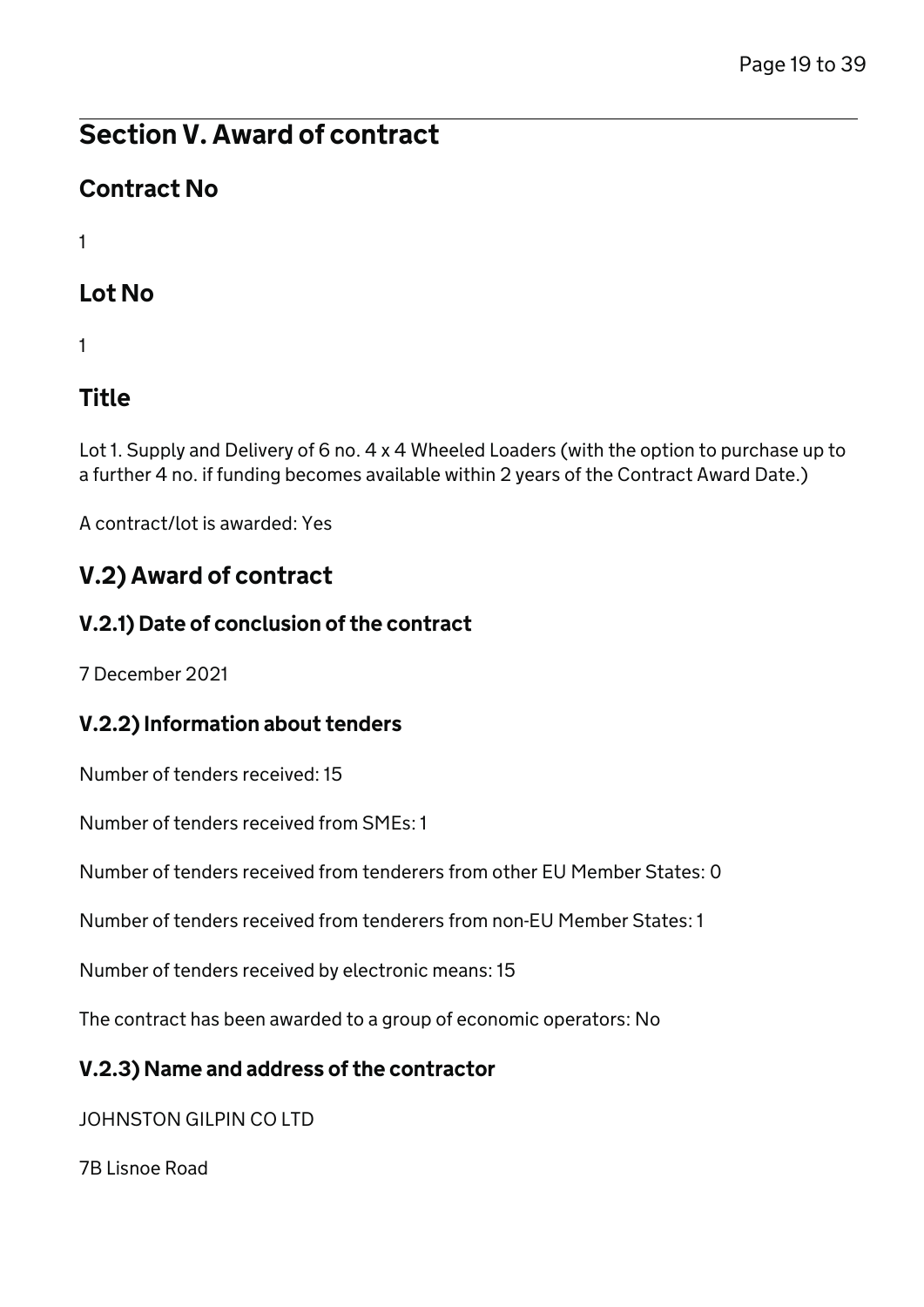## Section V. Award of contract

### Contract No

1

### Lot No

1

### Title

Lot 1. Supply and Delivery of 6 no. 4 x 4 Wheeled Loaders (with the option to purchase up to a further 4 no. if funding becomes available within 2 years of the Contract Award Date.)

A contract/lot is awarded: Yes

## V.2) Award of contract

### V.2.1) Date of conclusion of the contract

7 December 2021

### V.2.2) Information about tenders

Number of tenders received: 15

Number of tenders received from SMEs: 1

Number of tenders received from tenderers from other EU Member States: 0

Number of tenders received from tenderers from non-EU Member States: 1

Number of tenders received by electronic means: 15

The contract has been awarded to a group of economic operators: No

### V.2.3) Name and address of the contractor

JOHNSTON GILPIN CO LTD

7B Lisnoe Road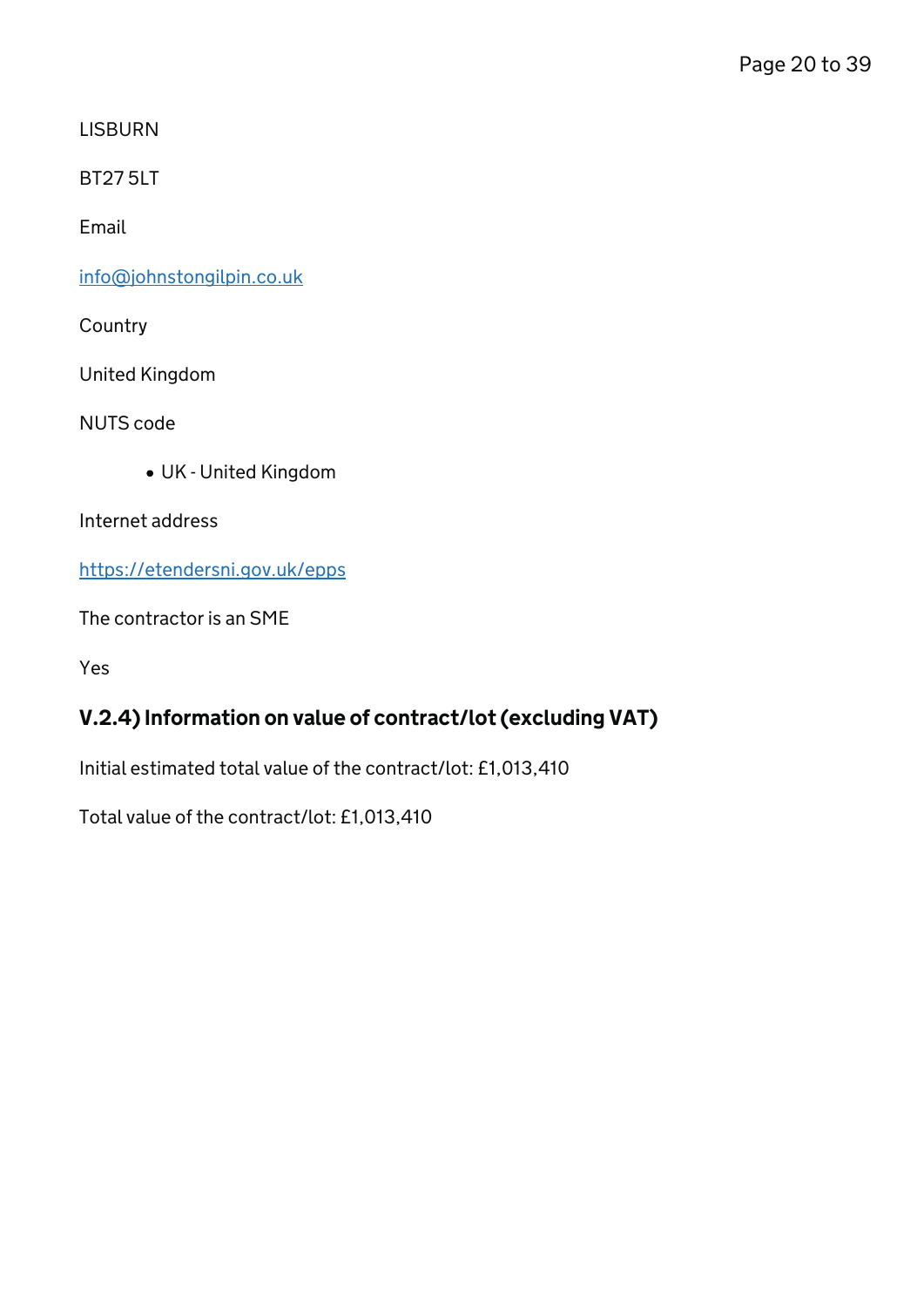LISBURN

BT27 5LT

Email

info@johnstongilpin.co.uk

Country

United Kingdom

NUTS code

- UK - United Kingdom

Internet address

https://etendersni.gov.uk/epps

The contractor is an SME

Yes

### V.2.4) Information on value of contract/lot (excluding VAT)

Initial estimated total value of the contract/lot: £1,013,410

Total value of the contract/lot: £1,013,410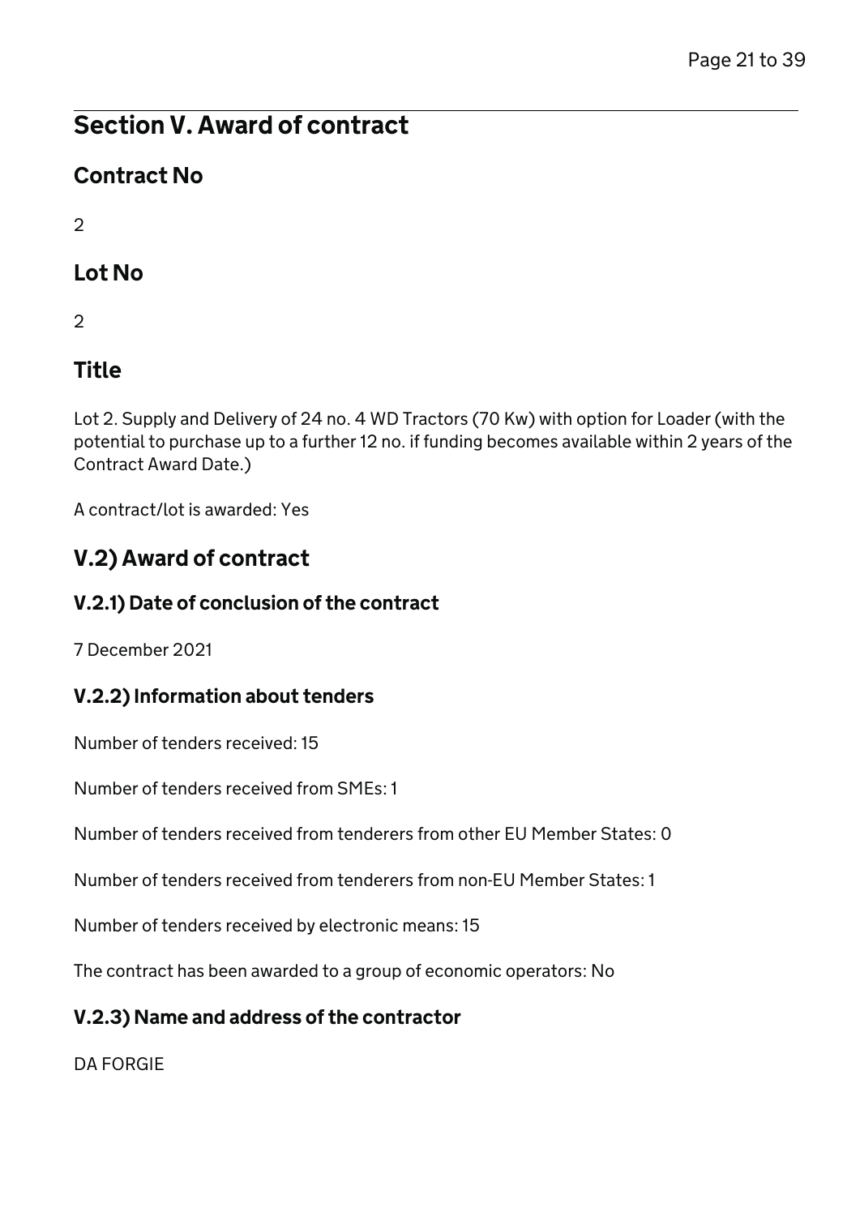## Section V. Award of contract

### Contract No

2

### Lot No

2

### Title

Lot 2. Supply and Delivery of 24 no. 4 WD Tractors (70 Kw) with option for Loader (with the potential to purchase up to a further 12 no. if funding becomes available within 2 years of the Contract Award Date.)

A contract/lot is awarded: Yes

## V.2) Award of contract

### V.2.1) Date of conclusion of the contract

7 December 2021

### V.2.2) Information about tenders

Number of tenders received: 15

Number of tenders received from SMEs: 1

Number of tenders received from tenderers from other EU Member States: 0

Number of tenders received from tenderers from non-EU Member States: 1

Number of tenders received by electronic means: 15

The contract has been awarded to a group of economic operators: No

### V.2.3) Name and address of the contractor

DA FORGIE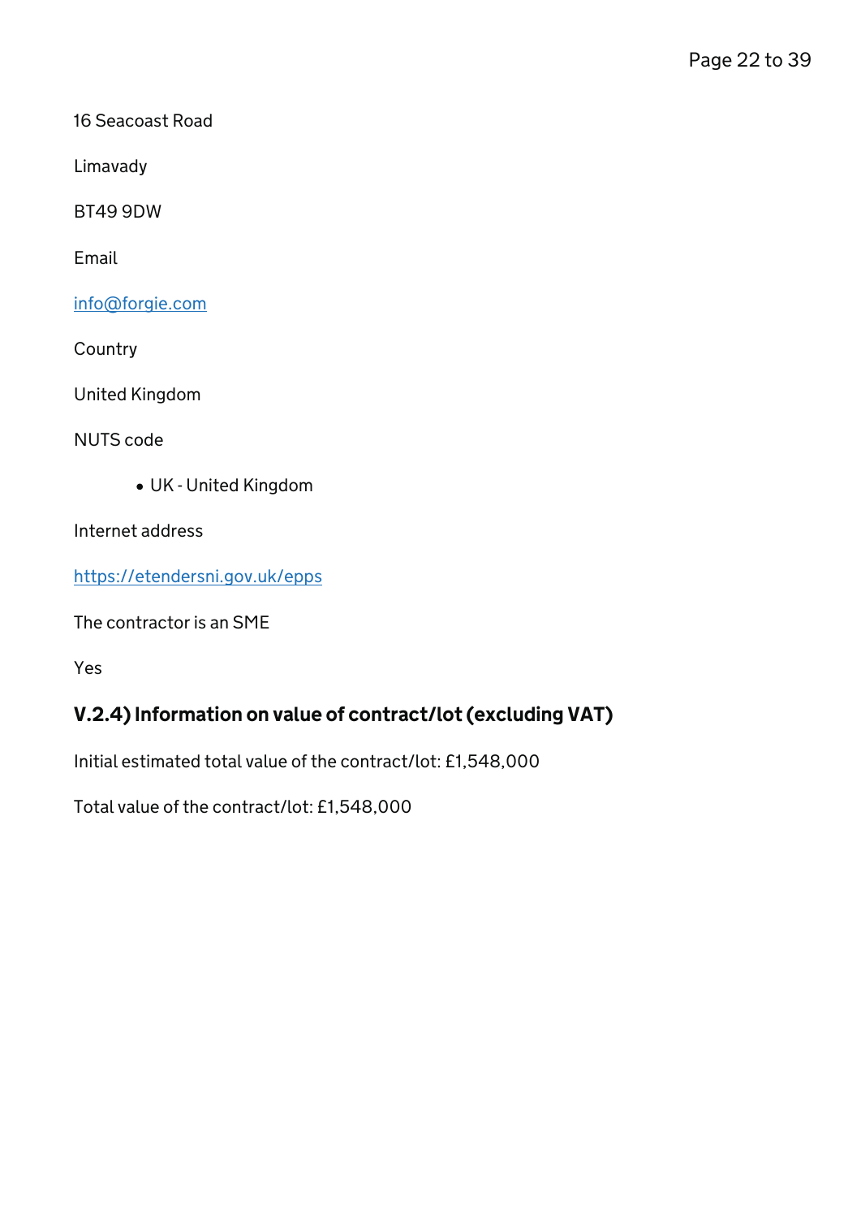16 Seacoast Road

Limavady

BT49 9DW

Email

info@forgie.com

Country

United Kingdom

NUTS code

- UK - United Kingdom

Internet address

https://etendersni.gov.uk/epps

The contractor is an SME

Yes

### V.2.4) Information on value of contract/lot (excluding VAT)

Initial estimated total value of the contract/lot: £1,548,000

Total value of the contract/lot: £1,548,000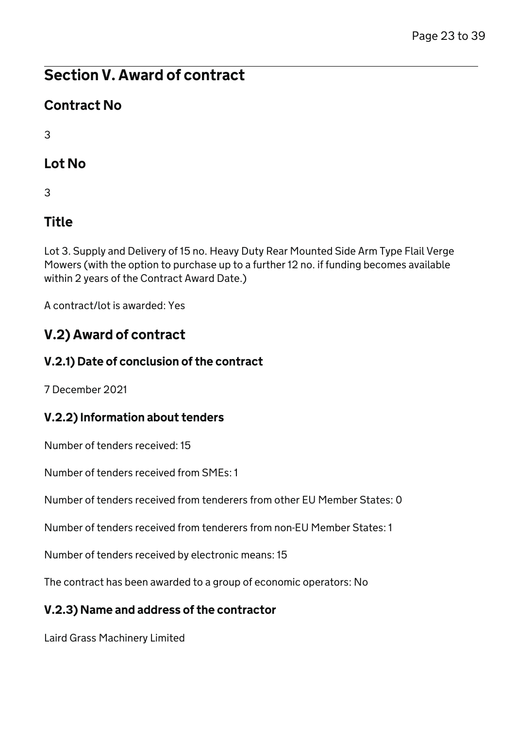## Section V. Award of contract

### Contract No

3

### Lot No

3

### Title

Lot 3. Supply and Delivery of 15 no. Heavy Duty Rear Mounted Side Arm Type Flail Verge Mowers (with the option to purchase up to a further 12 no. if funding becomes available within 2 years of the Contract Award Date.)

A contract/lot is awarded: Yes

## V.2) Award of contract

### V.2.1) Date of conclusion of the contract

7 December 2021

### V.2.2) Information about tenders

Number of tenders received: 15

Number of tenders received from SMEs: 1

Number of tenders received from tenderers from other EU Member States: 0

Number of tenders received from tenderers from non-EU Member States: 1

Number of tenders received by electronic means: 15

The contract has been awarded to a group of economic operators: No

### V.2.3) Name and address of the contractor

Laird Grass Machinery Limited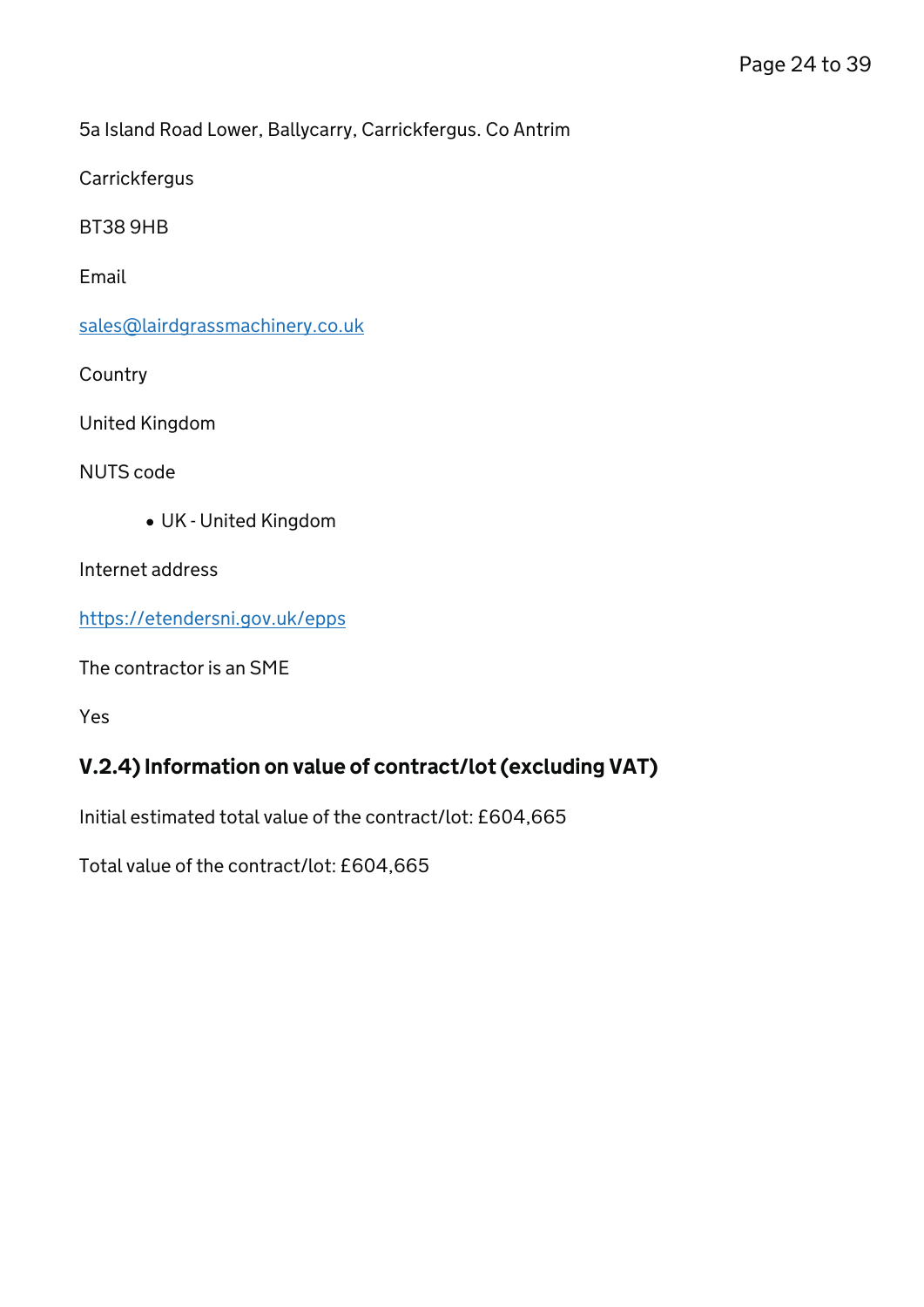5a Island Road Lower, Ballycarry, Carrickfergus. Co Antrim

Carrickfergus

BT38 9HB

Email

sales@lairdgrassmachinery.co.uk

Country

United Kingdom

NUTS code

- UK - United Kingdom

Internet address

https://etendersni.gov.uk/epps

The contractor is an SME

Yes

### V.2.4) Information on value of contract/lot (excluding VAT)

Initial estimated total value of the contract/lot: £604,665

Total value of the contract/lot: £604,665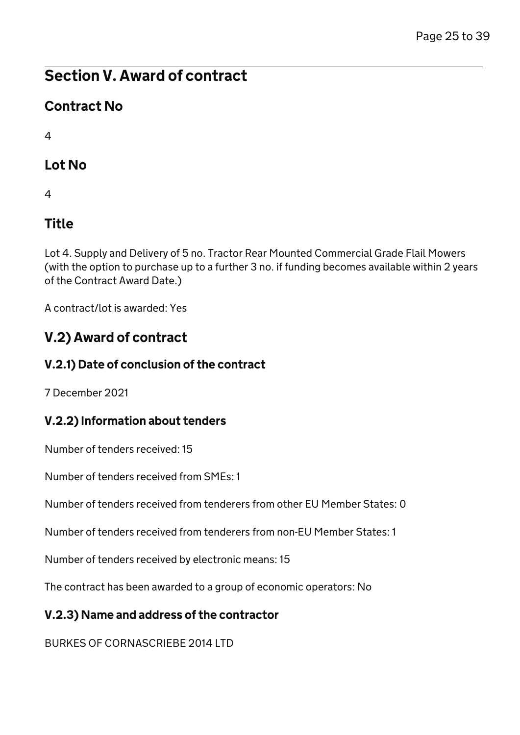## Section V. Award of contract

### Contract No

4

### Lot No

4

### Title

Lot 4. Supply and Delivery of 5 no. Tractor Rear Mounted Commercial Grade Flail Mowers (with the option to purchase up to a further 3 no. if funding becomes available within 2 years of the Contract Award Date.)

A contract/lot is awarded: Yes

### V.2) Award of contract

#### V.2.1) Date of conclusion of the contract

7 December 2021

#### V.2.2) Information about tenders

Number of tenders received: 15

Number of tenders received from SMEs: 1

Number of tenders received from tenderers from other EU Member States: 0

Number of tenders received from tenderers from non-EU Member States: 1

Number of tenders received by electronic means: 15

The contract has been awarded to a group of economic operators: No

#### V.2.3) Name and address of the contractor

BURKES OF CORNASCRIEBE 2014 LTD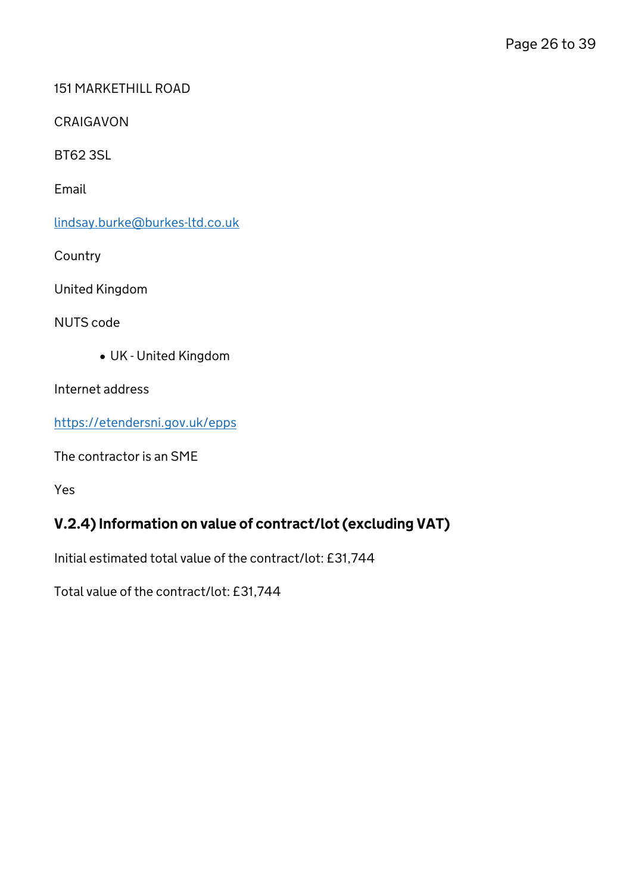151 MARKETHILL ROAD

CRAIGAVON

BT62 3SL

Email

lindsay.burke@burkes-ltd.co.uk

Country

United Kingdom

NUTS code

- UK - United Kingdom

Internet address

https://etendersni.gov.uk/epps

The contractor is an SME

Yes

### V.2.4) Information on value of contract/lot (excluding VAT)

Initial estimated total value of the contract/lot: £31,744

Total value of the contract/lot: £31,744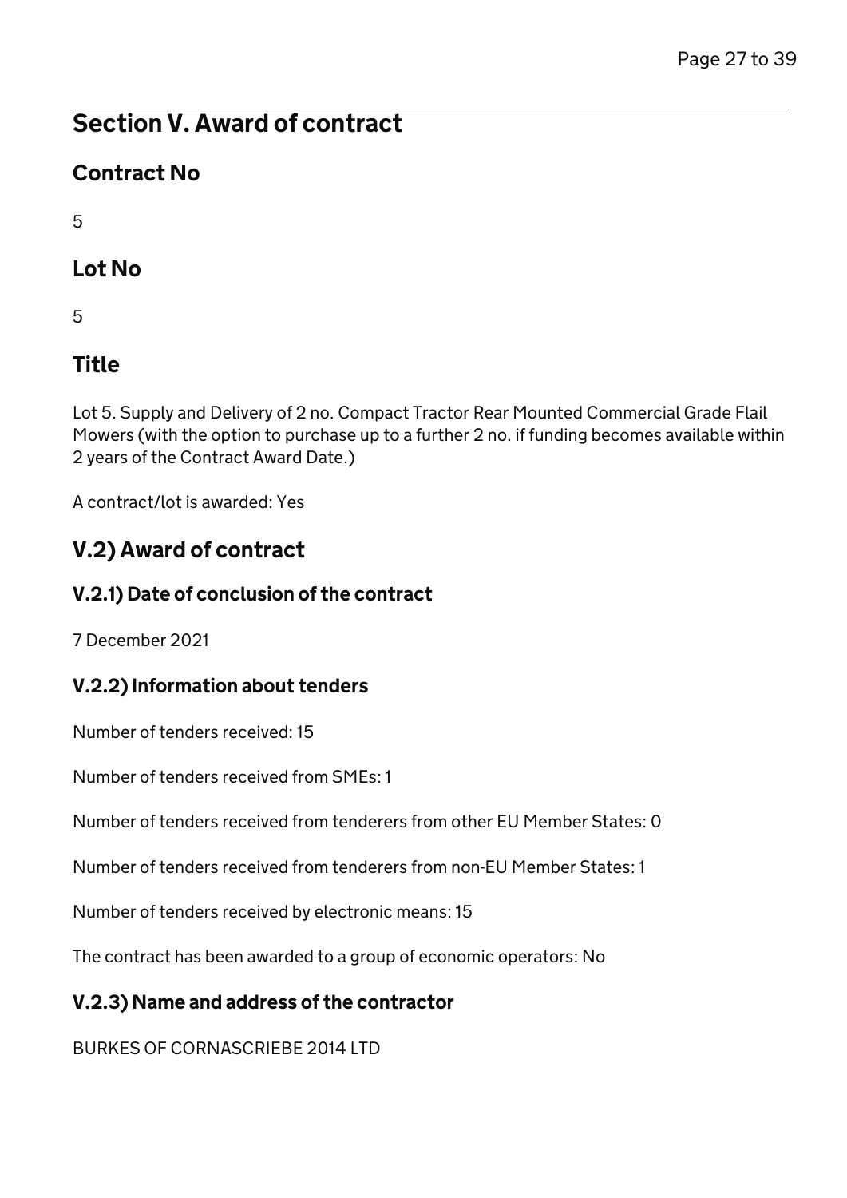## Section V. Award of contract

### Contract No

5

### Lot No

5

### Title

Lot 5. Supply and Delivery of 2 no. Compact Tractor Rear Mounted Commercial Grade Flail Mowers (with the option to purchase up to a further 2 no. if funding becomes available within 2 years of the Contract Award Date.)

A contract/lot is awarded: Yes

### V.2) Award of contract

#### V.2.1) Date of conclusion of the contract

7 December 2021

#### V.2.2) Information about tenders

Number of tenders received: 15

Number of tenders received from SMEs: 1

Number of tenders received from tenderers from other EU Member States: 0

Number of tenders received from tenderers from non-EU Member States: 1

Number of tenders received by electronic means: 15

The contract has been awarded to a group of economic operators: No

#### V.2.3) Name and address of the contractor

BURKES OF CORNASCRIEBE 2014 LTD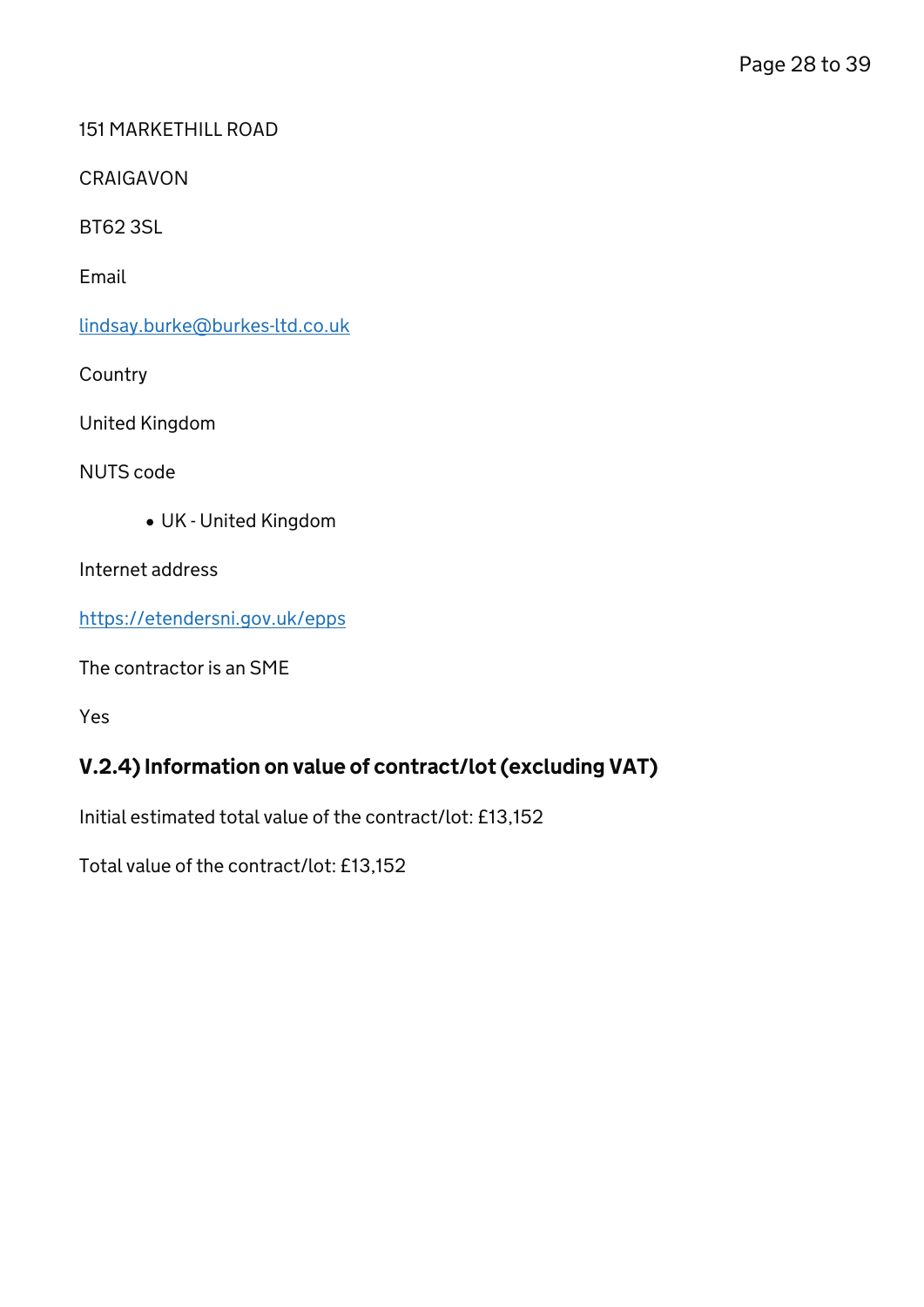151 MARKETHILL ROAD

CRAIGAVON

BT62 3SL

Email

lindsay.burke@burkes-ltd.co.uk

Country

United Kingdom

NUTS code

- UK - United Kingdom

Internet address

https://etendersni.gov.uk/epps

The contractor is an SME

Yes

### V.2.4) Information on value of contract/lot (excluding VAT)

Initial estimated total value of the contract/lot: £13,152

Total value of the contract/lot: £13,152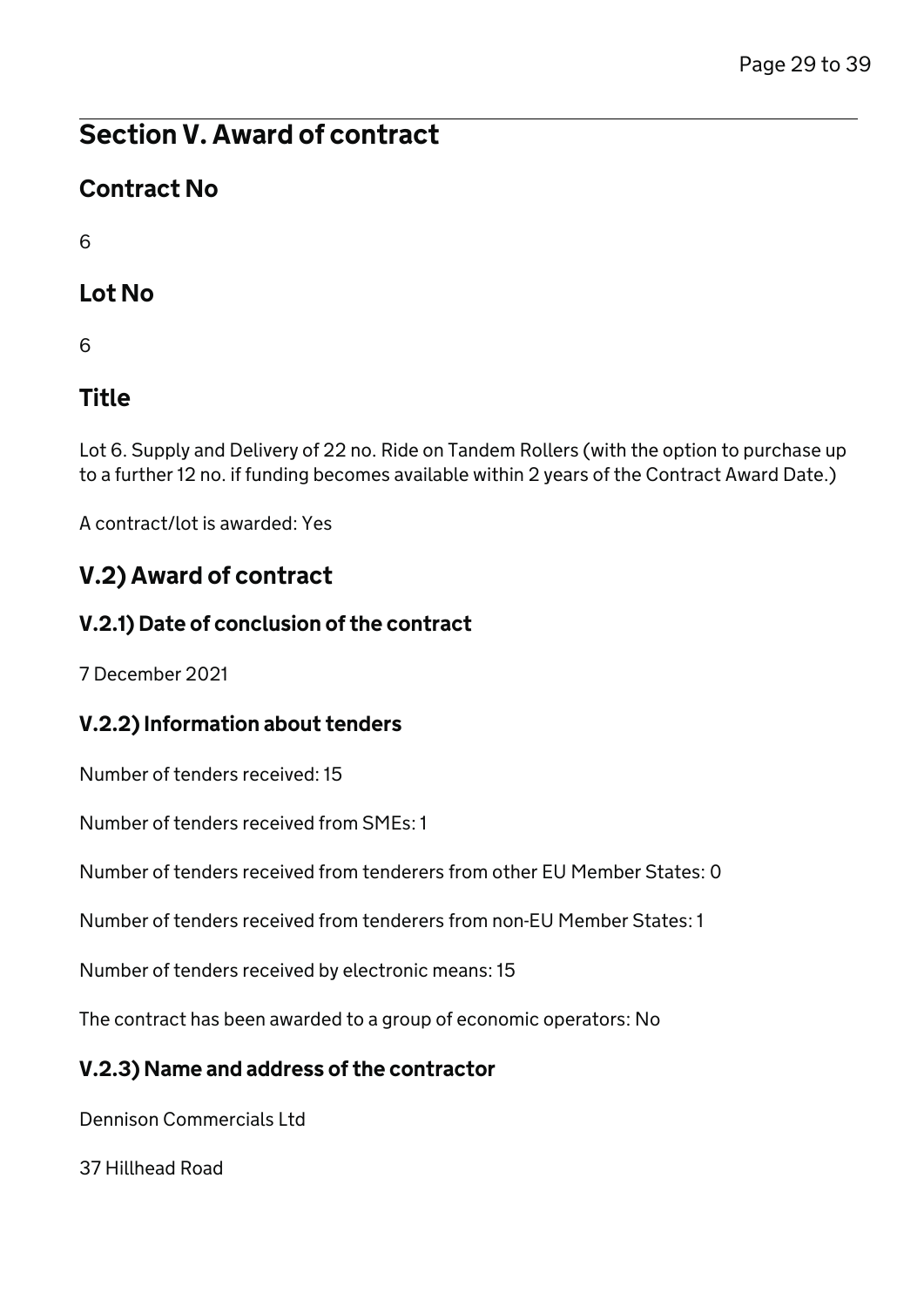## Section V. Award of contract

### Contract No

6

### Lot No

6

### Title

Lot 6. Supply and Delivery of 22 no. Ride on Tandem Rollers (with the option to purchase up to a further 12 no. if funding becomes available within 2 years of the Contract Award Date.)

A contract/lot is awarded: Yes

### V.2) Award of contract

#### V.2.1) Date of conclusion of the contract

7 December 2021

#### V.2.2) Information about tenders

Number of tenders received: 15

Number of tenders received from SMEs: 1

Number of tenders received from tenderers from other EU Member States: 0

Number of tenders received from tenderers from non-EU Member States: 1

Number of tenders received by electronic means: 15

The contract has been awarded to a group of economic operators: No

#### V.2.3) Name and address of the contractor

Dennison Commercials Ltd

37 Hillhead Road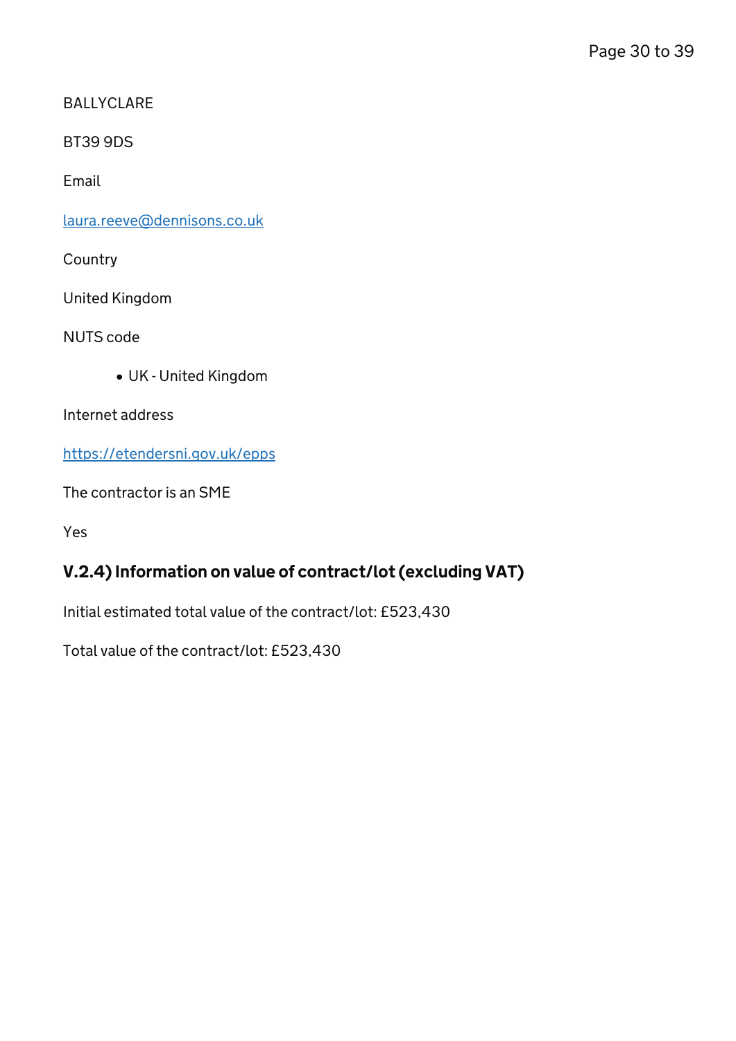BALLYCLARE

BT39 9DS

Email

laura.reeve@dennisons.co.uk

Country

United Kingdom

NUTS code

- UK - United Kingdom

Internet address

https://etendersni.gov.uk/epps

The contractor is an SME

Yes

### V.2.4) Information on value of contract/lot (excluding VAT)

Initial estimated total value of the contract/lot: £523,430

Total value of the contract/lot: £523,430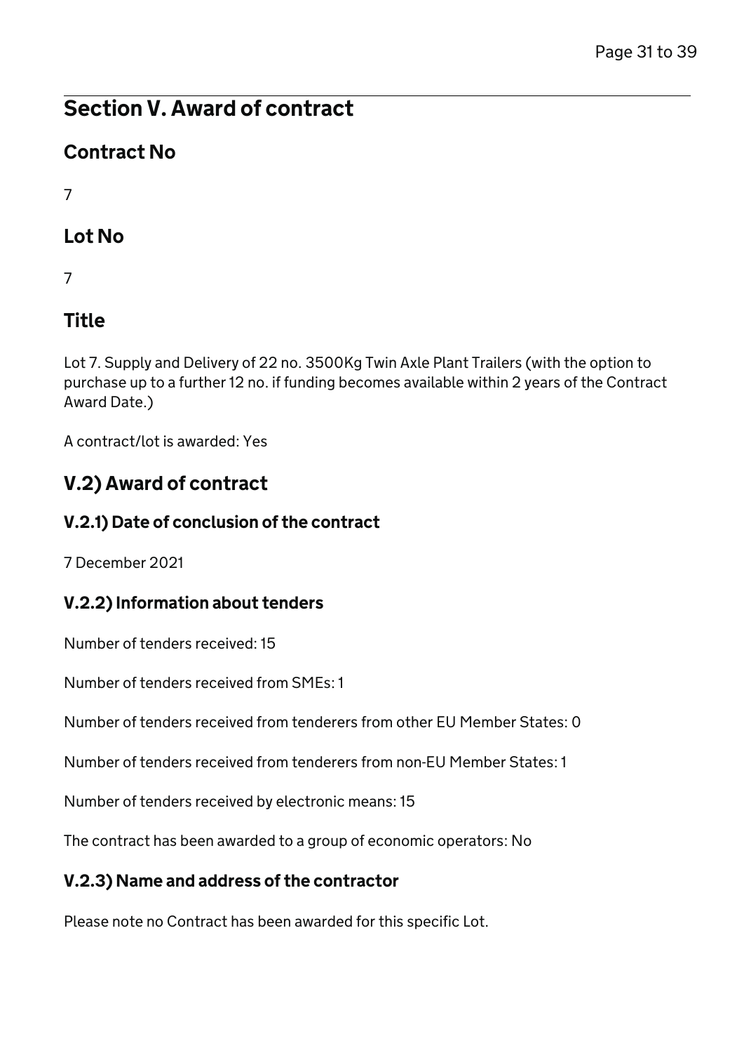## Section V. Award of contract

### Contract No

7

### Lot No

7

### Title

Lot 7. Supply and Delivery of 22 no. 3500Kg Twin Axle Plant Trailers (with the option to purchase up to a further 12 no. if funding becomes available within 2 years of the Contract Award Date.)

A contract/lot is awarded: Yes

### V.2) Award of contract

#### V.2.1) Date of conclusion of the contract

7 December 2021

#### V.2.2) Information about tenders

Number of tenders received: 15

Number of tenders received from SMEs: 1

Number of tenders received from tenderers from other EU Member States: 0

Number of tenders received from tenderers from non-EU Member States: 1

Number of tenders received by electronic means: 15

The contract has been awarded to a group of economic operators: No

#### V.2.3) Name and address of the contractor

Please note no Contract has been awarded for this specific Lot.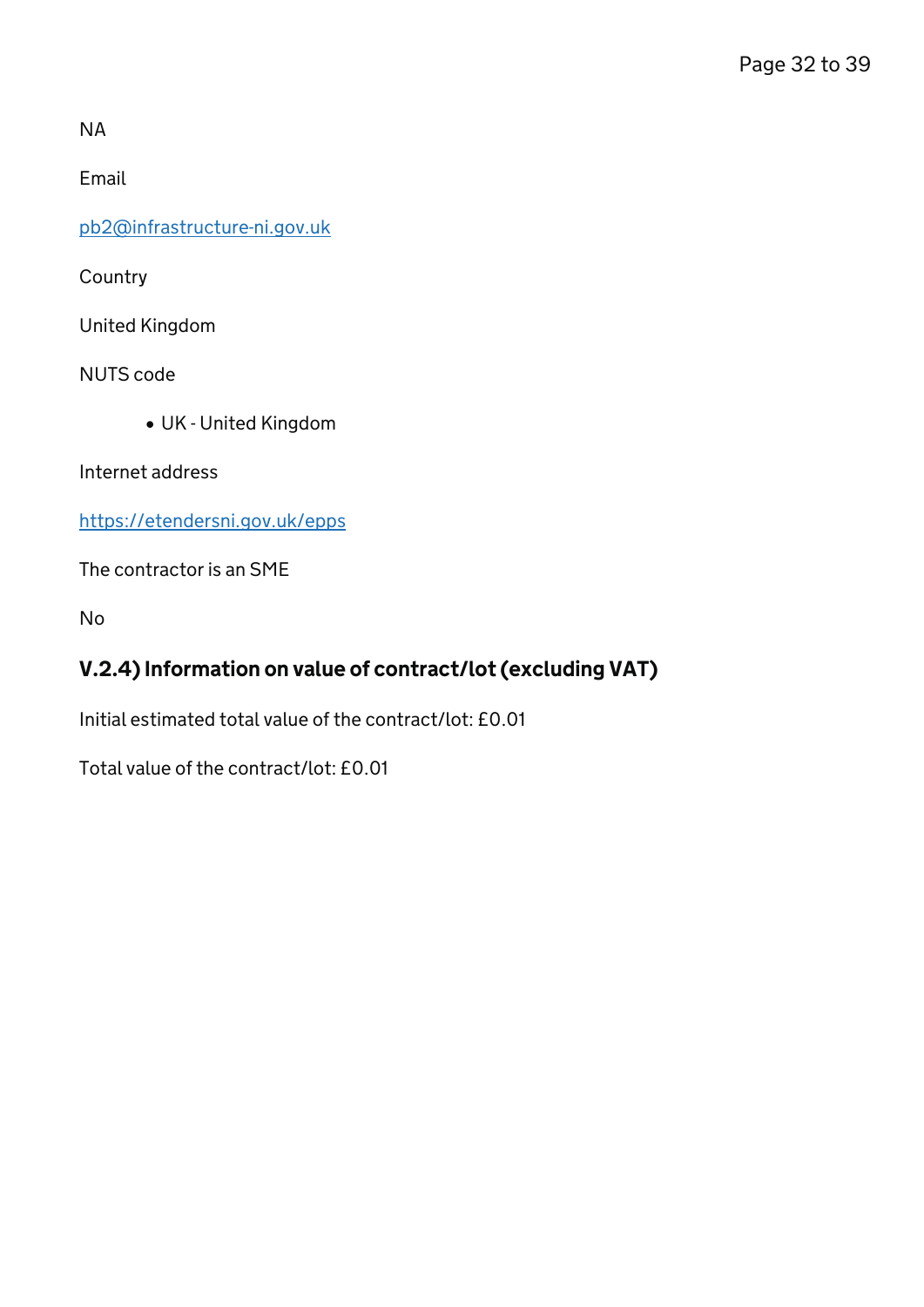NA

Email

pb2@infrastructure-ni.gov.uk

Country

United Kingdom

NUTS code

- UK - United Kingdom

Internet address

https://etendersni.gov.uk/epps

The contractor is an SME

No

### V.2.4) Information on value of contract/lot (excluding VAT)

Initial estimated total value of the contract/lot: £0.01

Total value of the contract/lot: £0.01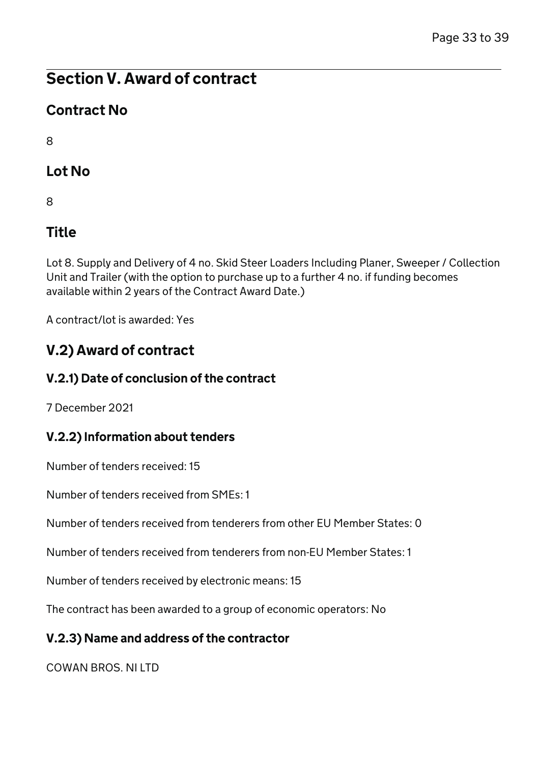## Section V. Award of contract

### Contract No

8

### Lot No

8

### Title

Lot 8. Supply and Delivery of 4 no. Skid Steer Loaders Including Planer, Sweeper / Collection Unit and Trailer (with the option to purchase up to a further 4 no. if funding becomes available within 2 years of the Contract Award Date.)

A contract/lot is awarded: Yes

### V.2) Award of contract

#### V.2.1) Date of conclusion of the contract

7 December 2021

#### V.2.2) Information about tenders

Number of tenders received: 15

Number of tenders received from SMEs: 1

Number of tenders received from tenderers from other EU Member States: 0

Number of tenders received from tenderers from non-EU Member States: 1

Number of tenders received by electronic means: 15

The contract has been awarded to a group of economic operators: No

#### V.2.3) Name and address of the contractor

COWAN BROS. NI LTD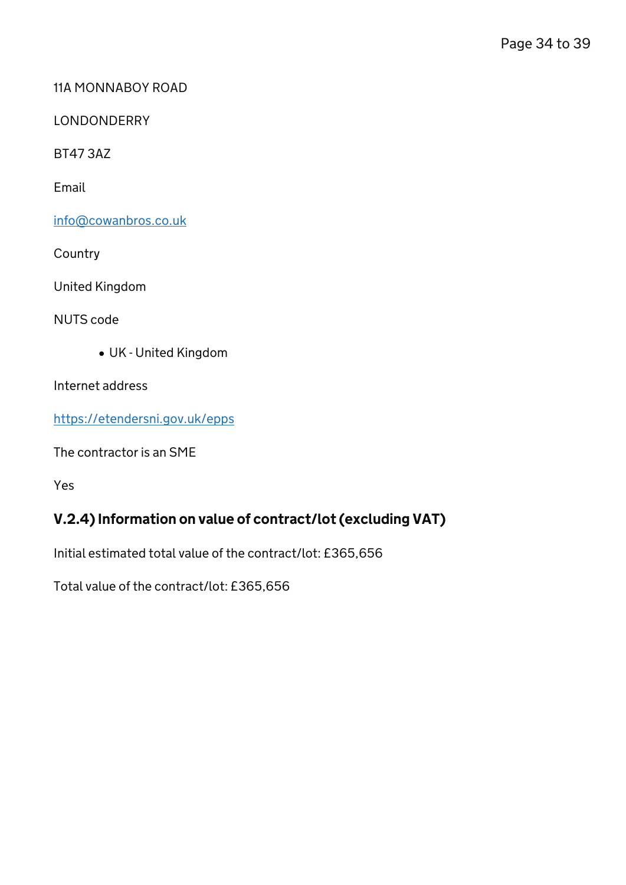11A MONNABOY ROAD

LONDONDERRY

BT47 3AZ

Email

info@cowanbros.co.uk

Country

United Kingdom

NUTS code

- UK - United Kingdom

Internet address

https://etendersni.gov.uk/epps

The contractor is an SME

Yes

### V.2.4) Information on value of contract/lot (excluding VAT)

Initial estimated total value of the contract/lot: £365,656

Total value of the contract/lot: £365,656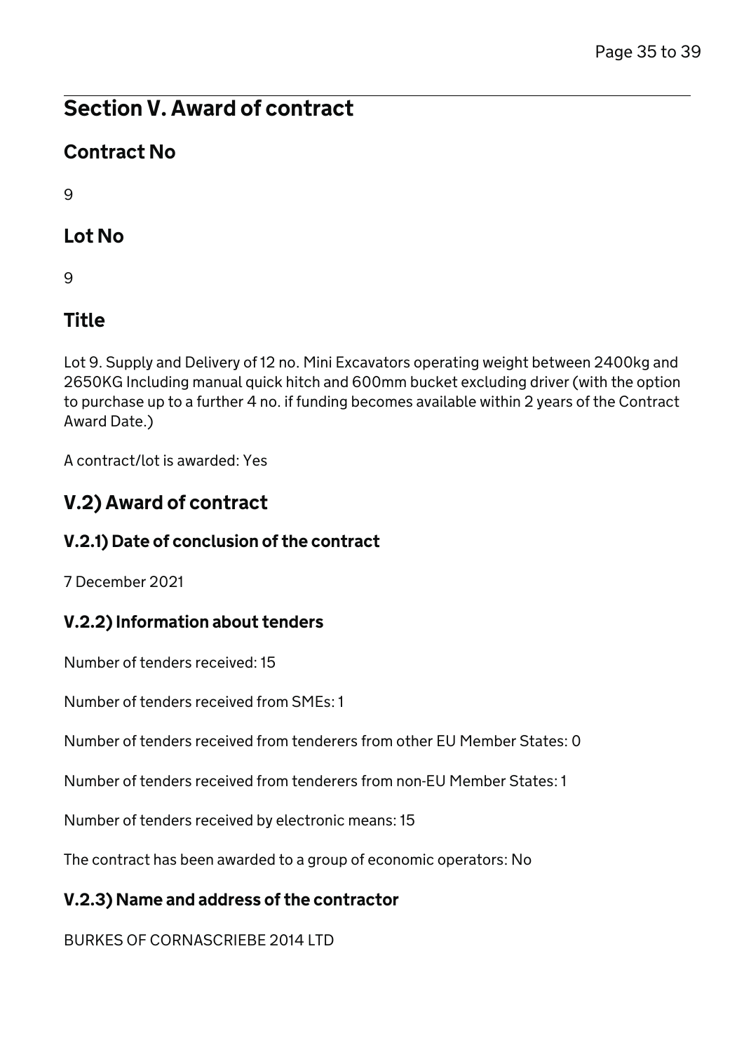## Section V. Award of contract

### Contract No

9

### Lot No

9

### Title

Lot 9. Supply and Delivery of 12 no. Mini Excavators operating weight between 2400kg and 2650KG Including manual quick hitch and 600mm bucket excluding driver (with the option to purchase up to a further 4 no. if funding becomes available within 2 years of the Contract Award Date.)

A contract/lot is awarded: Yes

## V.2) Award of contract

### V.2.1) Date of conclusion of the contract

7 December 2021

### V.2.2) Information about tenders

Number of tenders received: 15

Number of tenders received from SMEs: 1

Number of tenders received from tenderers from other EU Member States: 0

Number of tenders received from tenderers from non-EU Member States: 1

Number of tenders received by electronic means: 15

The contract has been awarded to a group of economic operators: No

### V.2.3) Name and address of the contractor

BURKES OF CORNASCRIEBE 2014 LTD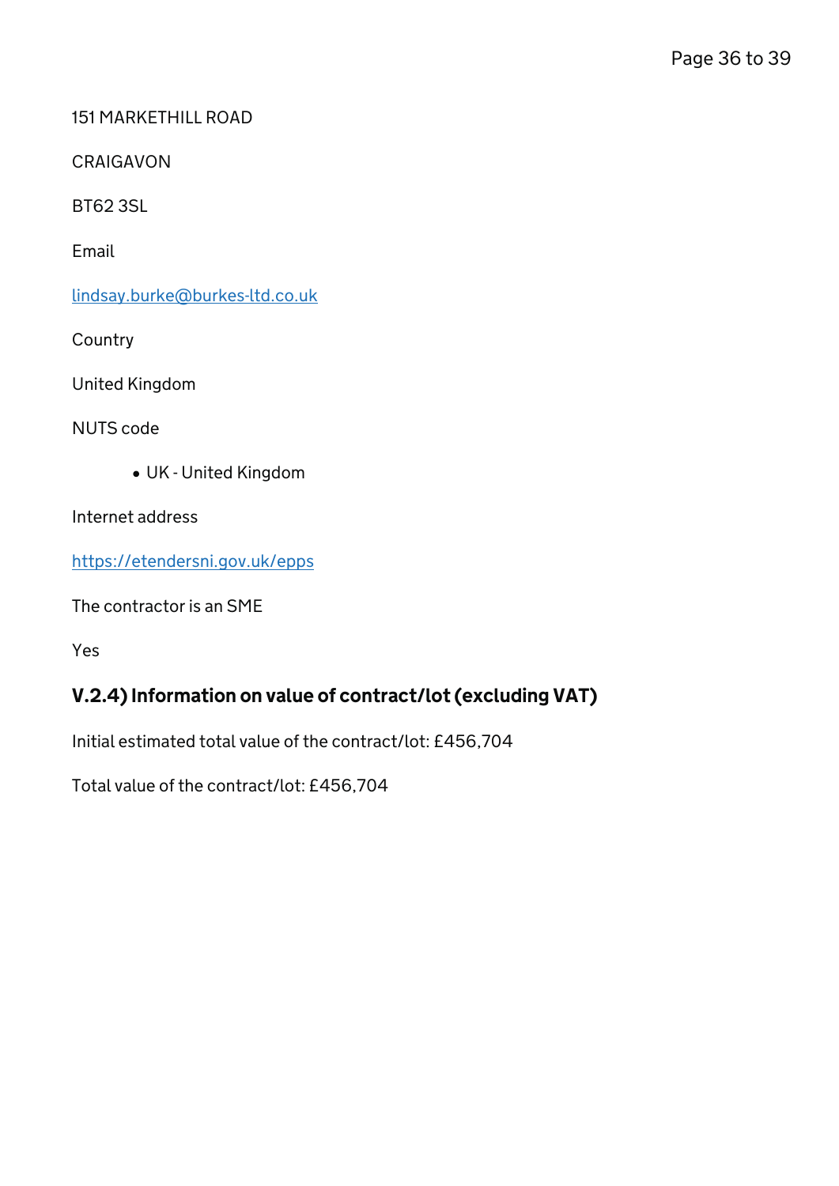151 MARKETHILL ROAD

CRAIGAVON

BT62 3SL

Email

lindsay.burke@burkes-ltd.co.uk

Country

United Kingdom

NUTS code

- UK - United Kingdom

Internet address

https://etendersni.gov.uk/epps

The contractor is an SME

Yes

### V.2.4) Information on value of contract/lot (excluding VAT)

Initial estimated total value of the contract/lot: £456,704

Total value of the contract/lot: £456,704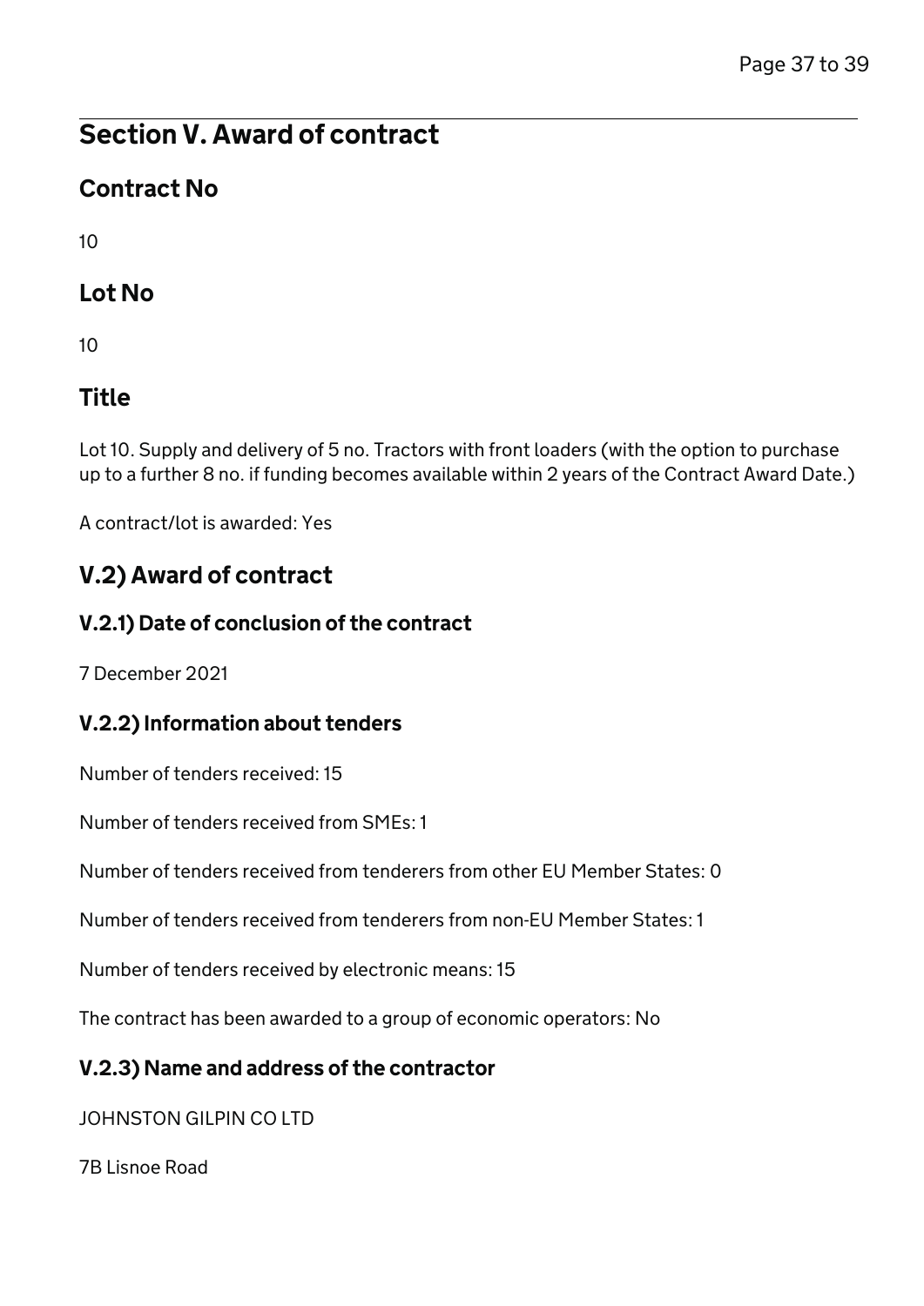## Section V. Award of contract

### Contract No

10

### Lot No

10

### Title

Lot 10. Supply and delivery of 5 no. Tractors with front loaders (with the option to purchase up to a further 8 no. if funding becomes available within 2 years of the Contract Award Date.)

A contract/lot is awarded: Yes

### V.2) Award of contract

#### V.2.1) Date of conclusion of the contract

7 December 2021

#### V.2.2) Information about tenders

Number of tenders received: 15

Number of tenders received from SMEs: 1

Number of tenders received from tenderers from other EU Member States: 0

Number of tenders received from tenderers from non-EU Member States: 1

Number of tenders received by electronic means: 15

The contract has been awarded to a group of economic operators: No

#### V.2.3) Name and address of the contractor

JOHNSTON GILPIN CO LTD

7B Lisnoe Road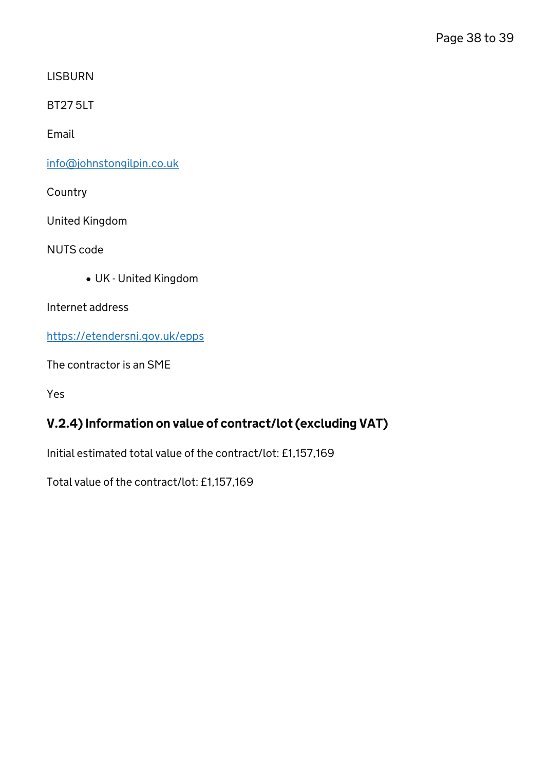LISBURN

BT27 5LT

Email

info@johnstongilpin.co.uk

Country

United Kingdom

NUTS code

- UK - United Kingdom

Internet address

https://etendersni.gov.uk/epps

The contractor is an SME

Yes

### V.2.4) Information on value of contract/lot (excluding VAT)

Initial estimated total value of the contract/lot: £1,157,169

Total value of the contract/lot: £1,157,169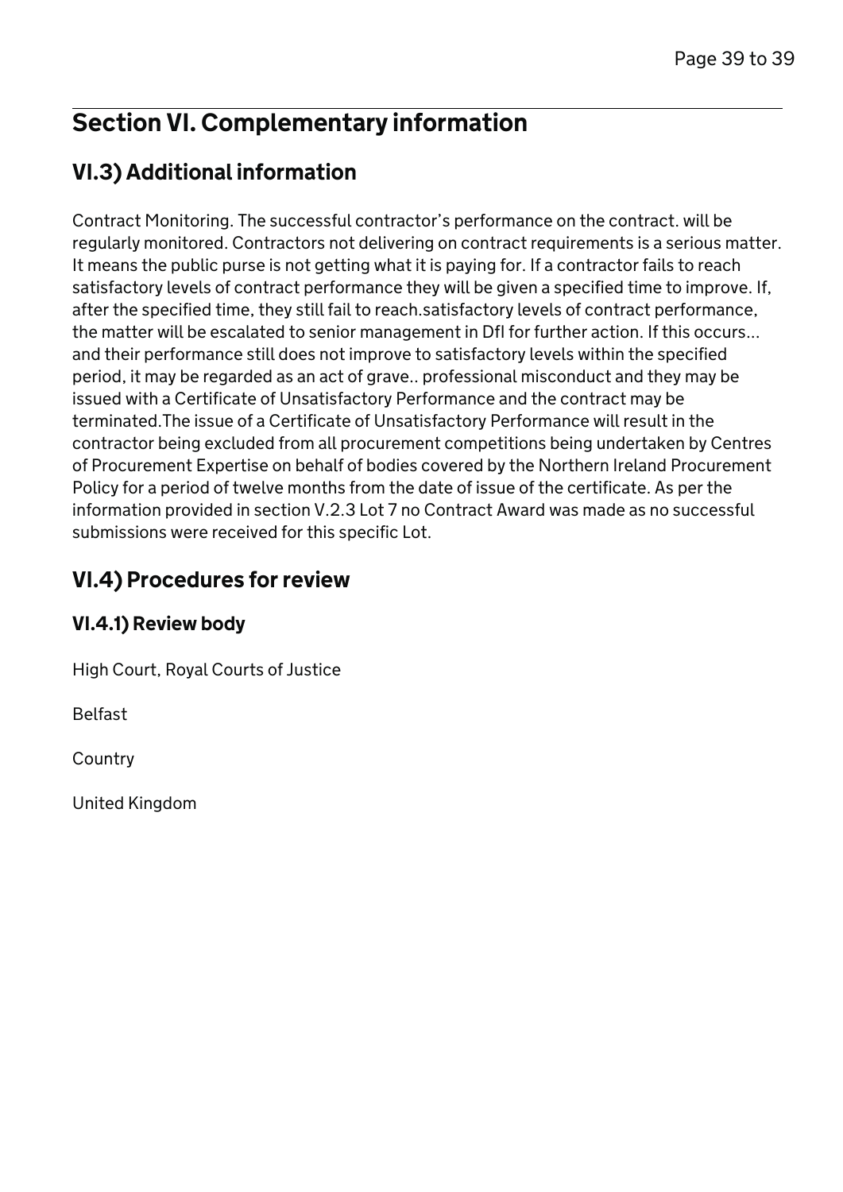## Section VI. Complementary information

### VI.3) Additional information

Contract Monitoring. The successful contractor's performance on the contract. will be regularly monitored. Contractors not delivering on contract requirements is a serious matter. It means the public purse is not getting what it is paying for. If a contractor fails to reach satisfactory levels of contract performance they will be given a specified time to improve. If, after the specified time, they still fail to reach.satisfactory levels of contract performance, the matter will be escalated to senior management in DfI for further action. If this occurs… and their performance still does not improve to satisfactory levels within the specified period, it may be regarded as an act of grave.. professional misconduct and they may be issued with a Certificate of Unsatisfactory Performance and the contract may be terminated.The issue of a Certificate of Unsatisfactory Performance will result in the contractor being excluded from all procurement competitions being undertaken by Centres of Procurement Expertise on behalf of bodies covered by the Northern Ireland Procurement Policy for a period of twelve months from the date of issue of the certificate. As per the information provided in section V.2.3 Lot 7 no Contract Award was made as no successful submissions were received for this specific Lot.

### VI.4) Procedures for review

#### VI.4.1) Review body

High Court, Royal Courts of Justice

Belfast

Country

United Kingdom